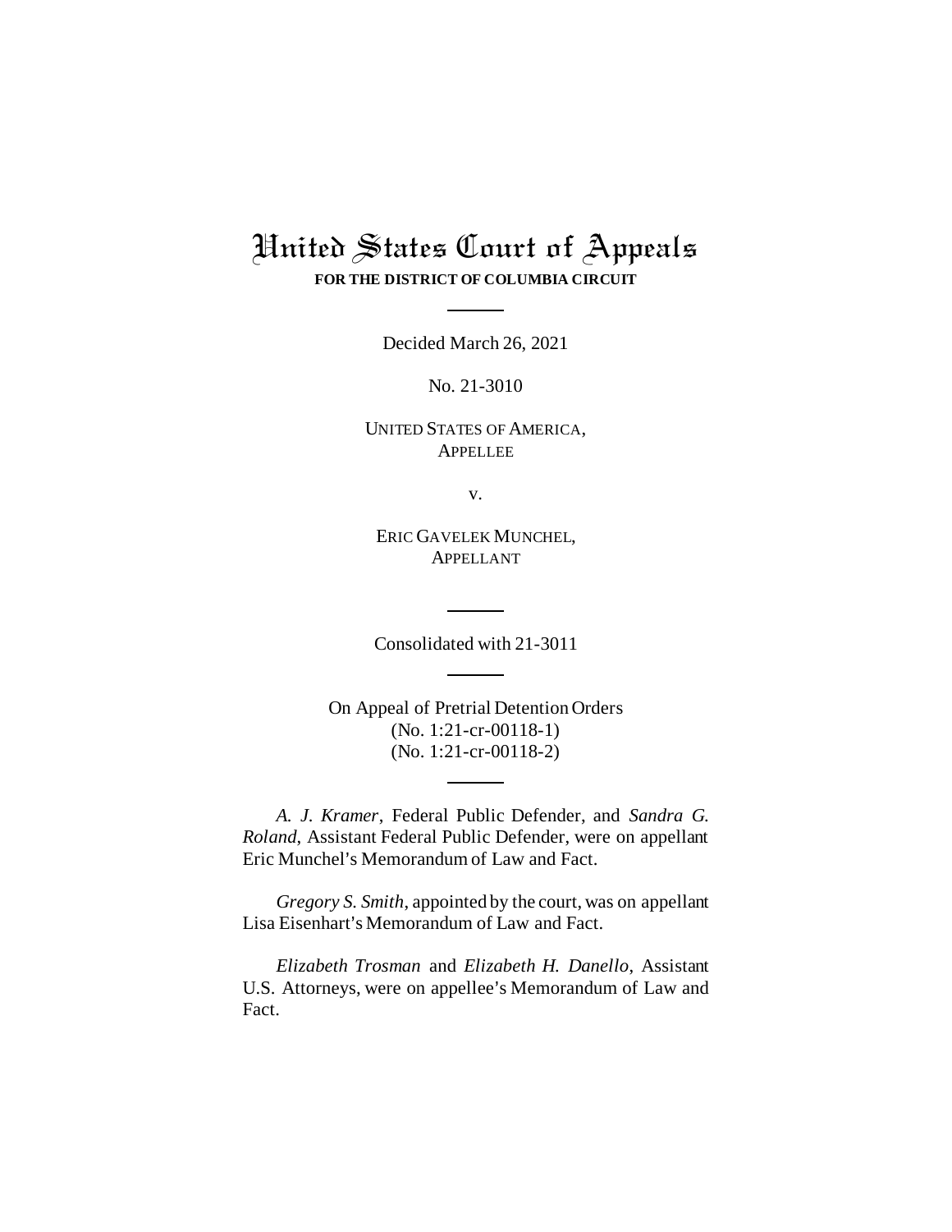# United States Court of Appeals

**FOR THE DISTRICT OF COLUMBIA CIRCUIT**

Decided March 26, 2021

No. 21-3010

UNITED STATES OF AMERICA,
APPELLEE

v.

ERIC GAVELEK MUNCHEL,
APPELLANT

Consolidated with 21-3011

On Appeal of Pretrial Detention Orders
(No. 1:21-cr-00118-1)
(No. 1:21-cr-00118-2)

*A. J. Kramer*, Federal Public Defender, and *Sandra G. Roland*, Assistant Federal Public Defender, were on appellant Eric Munchel's Memorandum of Law and Fact.

*Gregory S. Smith*, appointed by the court, was on appellant Lisa Eisenhart's Memorandum of Law and Fact.

*Elizabeth Trosman* and *Elizabeth H. Danello*, Assistant U.S. Attorneys, were on appellee's Memorandum of Law and Fact.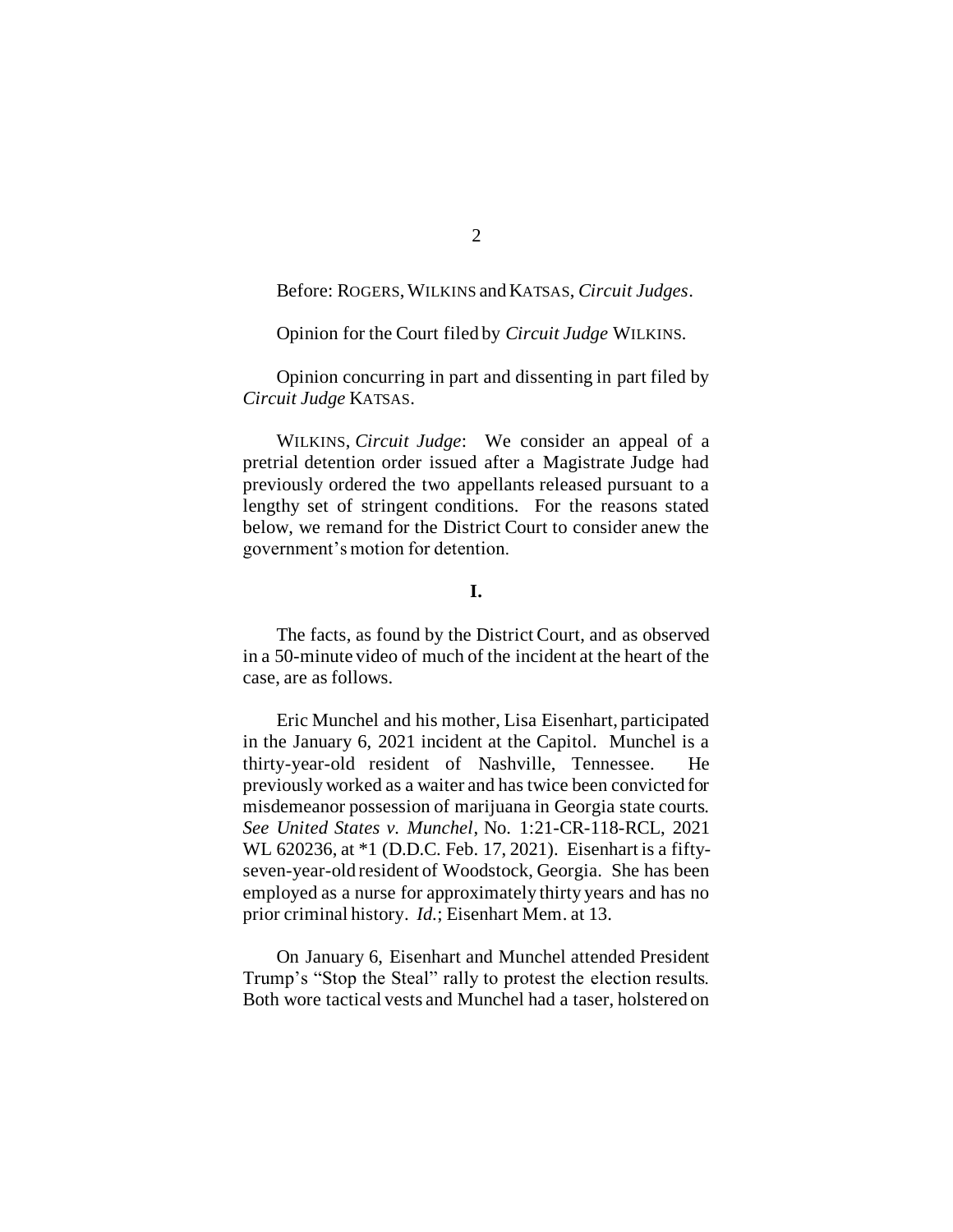Before: ROGERS, WILKINS and KATSAS, *Circuit Judges*.

Opinion for the Court filed by *Circuit Judge* WILKINS.

Opinion concurring in part and dissenting in part filed by *Circuit Judge* KATSAS.

WILKINS, *Circuit Judge*: We consider an appeal of a pretrial detention order issued after a Magistrate Judge had previously ordered the two appellants released pursuant to a lengthy set of stringent conditions. For the reasons stated below, we remand for the District Court to consider anew the government's motion for detention.

## I.

The facts, as found by the District Court, and as observed in a 50-minute video of much of the incident at the heart of the case, are as follows.

Eric Munchel and his mother, Lisa Eisenhart, participated in the January 6, 2021 incident at the Capitol. Munchel is a thirty-year-old resident of Nashville, Tennessee. He previously worked as a waiter and has twice been convicted for misdemeanor possession of marijuana in Georgia state courts. *See United States v. Munchel*, No. 1:21-CR-118-RCL, 2021 WL 620236, at *1 (D.D.C. Feb. 17, 2021). Eisenhart is a fifty-seven-year-old resident of Woodstock, Georgia. She has been employed as a nurse for approximately thirty years and has no prior criminal history. *Id.*; Eisenhart Mem. at 13.

On January 6, Eisenhart and Munchel attended President Trump's "Stop the Steal" rally to protest the election results. Both wore tactical vests and Munchel had a taser, holstered on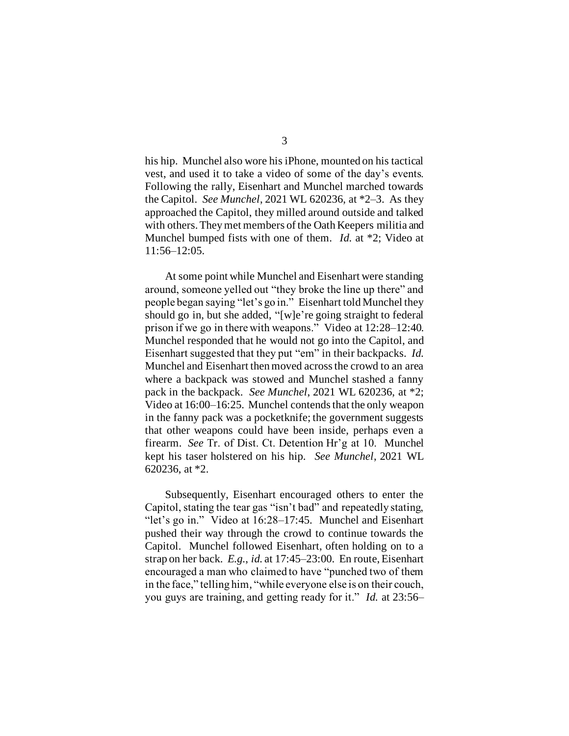his hip. Munchel also wore his iPhone, mounted on his tactical vest, and used it to take a video of some of the day's events. Following the rally, Eisenhart and Munchel marched towards the Capitol. *See Munchel*, 2021 WL 620236, at *2–3. As they approached the Capitol, they milled around outside and talked with others. They met members of the Oath Keepers militia and Munchel bumped fists with one of them. *Id.* at *2; Video at 11:56–12:05.

At some point while Munchel and Eisenhart were standing around, someone yelled out "they broke the line up there" and people began saying "let's go in." Eisenhart told Munchel they should go in, but she added, "[w]e're going straight to federal prison if we go in there with weapons." Video at 12:28–12:40. Munchel responded that he would not go into the Capitol, and Eisenhart suggested that they put "em" in their backpacks. *Id.* Munchel and Eisenhart then moved across the crowd to an area where a backpack was stowed and Munchel stashed a fanny pack in the backpack. *See Munchel*, 2021 WL 620236, at *2; Video at 16:00–16:25. Munchel contends that the only weapon in the fanny pack was a pocketknife; the government suggests that other weapons could have been inside, perhaps even a firearm. *See* Tr. of Dist. Ct. Detention Hr'g at 10. Munchel kept his taser holstered on his hip. *See Munchel*, 2021 WL 620236, at *2.

Subsequently, Eisenhart encouraged others to enter the Capitol, stating the tear gas "isn't bad" and repeatedly stating, "let's go in." Video at 16:28–17:45. Munchel and Eisenhart pushed their way through the crowd to continue towards the Capitol. Munchel followed Eisenhart, often holding on to a strap on her back. *E.g.*, *id.* at 17:45–23:00. En route, Eisenhart encouraged a man who claimed to have "punched two of them in the face," telling him, "while everyone else is on their couch, you guys are training, and getting ready for it." *Id.* at 23:56–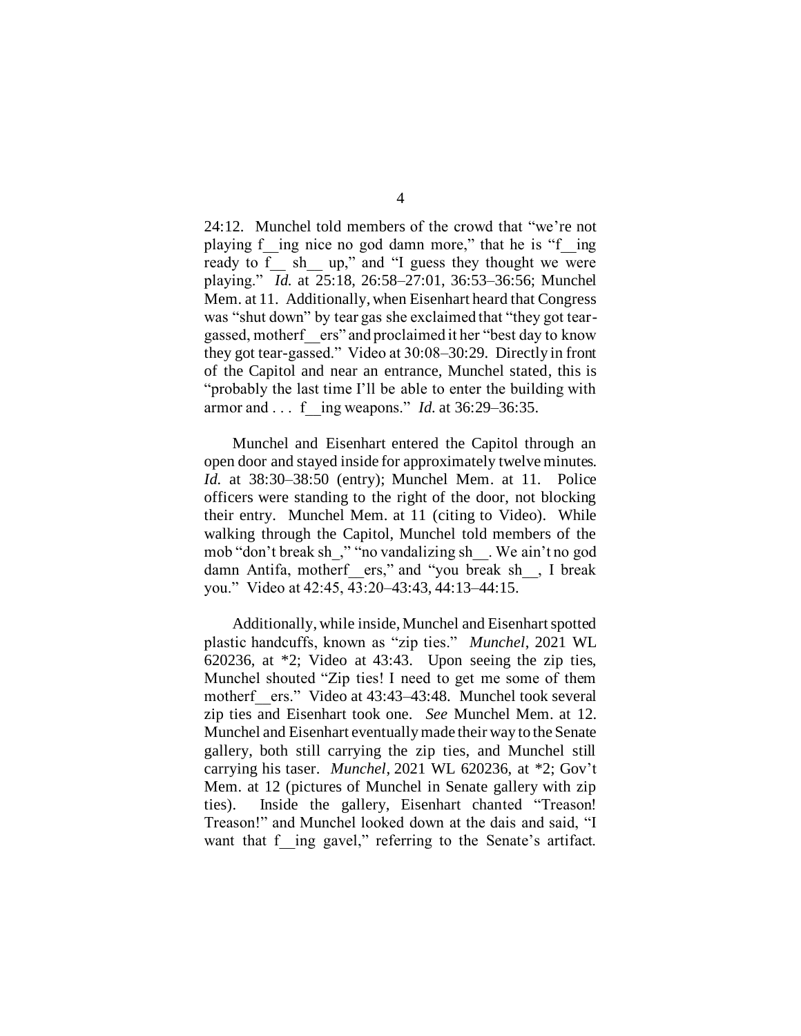24:12. Munchel told members of the crowd that "we're not playing f__ing nice no god damn more," that he is "f__ing ready to f__ sh__ up," and "I guess they thought we were playing." *Id.* at 25:18, 26:58–27:01, 36:53–36:56; Munchel Mem. at 11. Additionally, when Eisenhart heard that Congress was "shut down" by tear gas she exclaimed that "they got tear-gassed, motherf__ers" and proclaimed it her "best day to know they got tear-gassed." Video at 30:08–30:29. Directly in front of the Capitol and near an entrance, Munchel stated, this is "probably the last time I'll be able to enter the building with armor and . . . f__ing weapons." *Id.* at 36:29–36:35.

Munchel and Eisenhart entered the Capitol through an open door and stayed inside for approximately twelve minutes. *Id.* at 38:30–38:50 (entry); Munchel Mem. at 11. Police officers were standing to the right of the door, not blocking their entry. Munchel Mem. at 11 (citing to Video). While walking through the Capitol, Munchel told members of the mob "don't break sh_," "no vandalizing sh__. We ain't no god damn Antifa, motherf__ers," and "you break sh__, I break you." Video at 42:45, 43:20–43:43, 44:13–44:15.

Additionally, while inside, Munchel and Eisenhart spotted plastic handcuffs, known as "zip ties." *Munchel*, 2021 WL 620236, at *2; Video at 43:43. Upon seeing the zip ties, Munchel shouted "Zip ties! I need to get me some of them motherf__ers." Video at 43:43–43:48. Munchel took several zip ties and Eisenhart took one. *See* Munchel Mem. at 12. Munchel and Eisenhart eventually made their way to the Senate gallery, both still carrying the zip ties, and Munchel still carrying his taser. *Munchel*, 2021 WL 620236, at *2; Gov't Mem. at 12 (pictures of Munchel in Senate gallery with zip ties). Inside the gallery, Eisenhart chanted "Treason! Treason!" and Munchel looked down at the dais and said, "I want that f__ing gavel," referring to the Senate's artifact.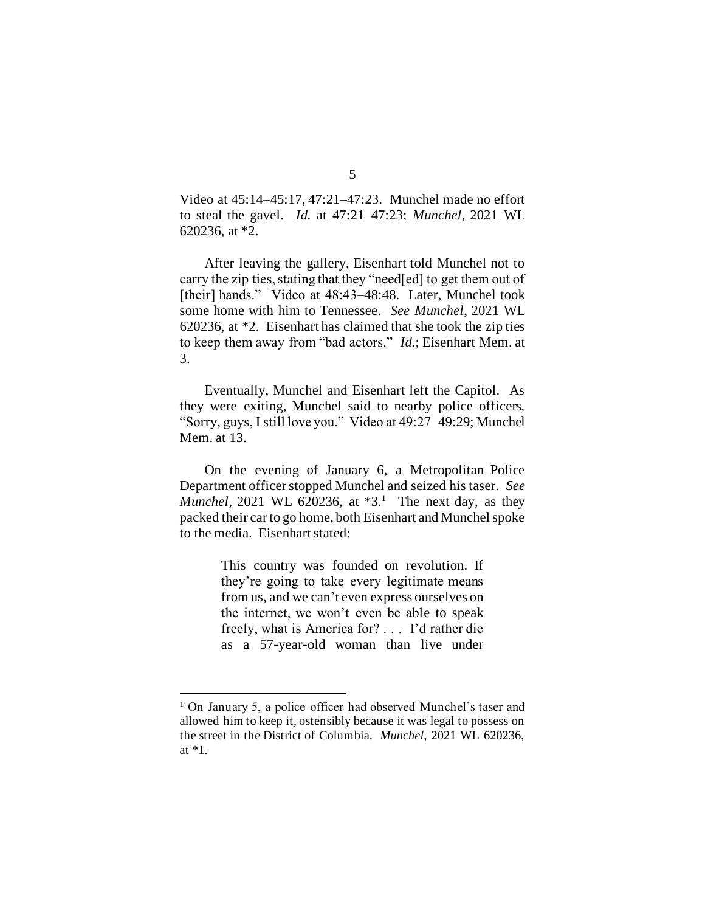Video at 45:14–45:17, 47:21–47:23. Munchel made no effort to steal the gavel. *Id.* at 47:21–47:23; *Munchel*, 2021 WL 620236, at *2.

After leaving the gallery, Eisenhart told Munchel not to carry the zip ties, stating that they "need[ed] to get them out of [their] hands." Video at 48:43–48:48. Later, Munchel took some home with him to Tennessee. *See Munchel*, 2021 WL 620236, at *2. Eisenhart has claimed that she took the zip ties to keep them away from "bad actors." *Id.*; Eisenhart Mem. at 3.

Eventually, Munchel and Eisenhart left the Capitol. As they were exiting, Munchel said to nearby police officers, "Sorry, guys, I still love you." Video at 49:27–49:29; Munchel Mem. at 13.

On the evening of January 6, a Metropolitan Police Department officer stopped Munchel and seized his taser. *See Munchel*, 2021 WL 620236, at *3.[1] The next day, as they packed their car to go home, both Eisenhart and Munchel spoke to the media. Eisenhart stated:

> This country was founded on revolution. If they're going to take every legitimate means from us, and we can't even express ourselves on the internet, we won't even be able to speak freely, what is America for? . . . I'd rather die as a 57-year-old woman than live under

---

[1] On January 5, a police officer had observed Munchel's taser and allowed him to keep it, ostensibly because it was legal to possess on the street in the District of Columbia. *Munchel*, 2021 WL 620236, at *1.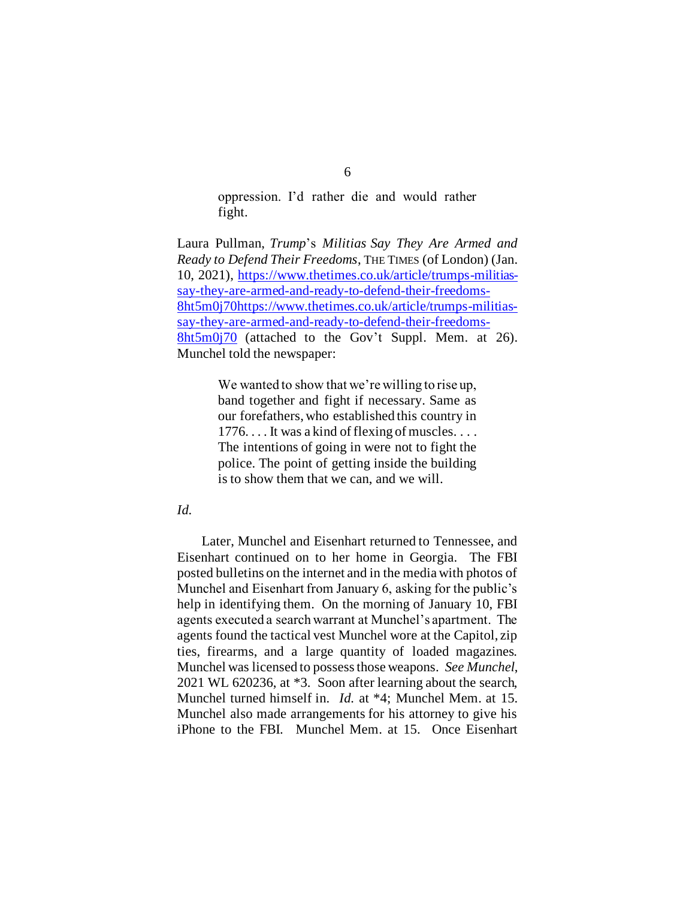> oppression. I'd rather die and would rather fight.

Laura Pullman, *Trump*'s *Militias Say They Are Armed and Ready to Defend Their Freedoms*, THE TIMES (of London) (Jan. 10, 2021), https://www.thetimes.co.uk/article/trumps-militias-say-they-are-armed-and-ready-to-defend-their-freedoms-8ht5m0j70https://www.thetimes.co.uk/article/trumps-militias-say-they-are-armed-and-ready-to-defend-their-freedoms-8ht5m0j70 (attached to the Gov't Suppl. Mem. at 26). Munchel told the newspaper:

> We wanted to show that we're willing to rise up, band together and fight if necessary. Same as our forefathers, who established this country in 1776. . . . It was a kind of flexing of muscles. . . . The intentions of going in were not to fight the police. The point of getting inside the building is to show them that we can, and we will.

*Id.*

Later, Munchel and Eisenhart returned to Tennessee, and Eisenhart continued on to her home in Georgia. The FBI posted bulletins on the internet and in the media with photos of Munchel and Eisenhart from January 6, asking for the public's help in identifying them. On the morning of January 10, FBI agents executed a search warrant at Munchel's apartment. The agents found the tactical vest Munchel wore at the Capitol, zip ties, firearms, and a large quantity of loaded magazines. Munchel was licensed to possess those weapons. *See Munchel*, 2021 WL 620236, at *3. Soon after learning about the search, Munchel turned himself in. *Id.* at *4; Munchel Mem. at 15. Munchel also made arrangements for his attorney to give his iPhone to the FBI. Munchel Mem. at 15. Once Eisenhart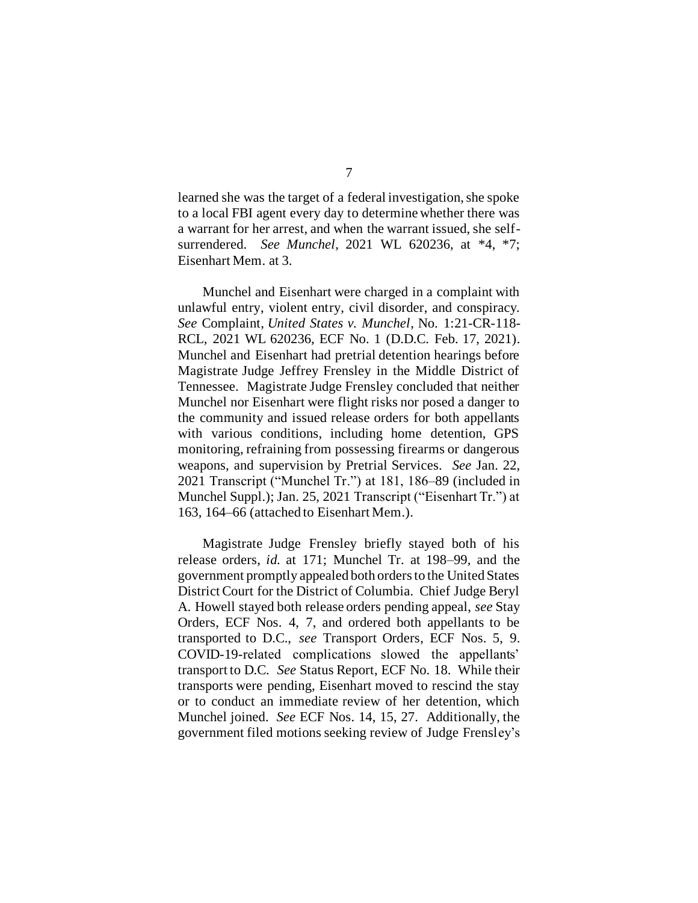learned she was the target of a federal investigation, she spoke to a local FBI agent every day to determine whether there was a warrant for her arrest, and when the warrant issued, she self-surrendered. *See Munchel*, 2021 WL 620236, at *4, *7; Eisenhart Mem. at 3.

Munchel and Eisenhart were charged in a complaint with unlawful entry, violent entry, civil disorder, and conspiracy. *See* Complaint, *United States v. Munchel*, No. 1:21-CR-118-RCL, 2021 WL 620236, ECF No. 1 (D.D.C. Feb. 17, 2021). Munchel and Eisenhart had pretrial detention hearings before Magistrate Judge Jeffrey Frensley in the Middle District of Tennessee. Magistrate Judge Frensley concluded that neither Munchel nor Eisenhart were flight risks nor posed a danger to the community and issued release orders for both appellants with various conditions, including home detention, GPS monitoring, refraining from possessing firearms or dangerous weapons, and supervision by Pretrial Services. *See* Jan. 22, 2021 Transcript ("Munchel Tr.") at 181, 186–89 (included in Munchel Suppl.); Jan. 25, 2021 Transcript ("Eisenhart Tr.") at 163, 164–66 (attached to Eisenhart Mem.).

Magistrate Judge Frensley briefly stayed both of his release orders, *id.* at 171; Munchel Tr. at 198–99, and the government promptly appealed both orders to the United States District Court for the District of Columbia. Chief Judge Beryl A. Howell stayed both release orders pending appeal, *see* Stay Orders, ECF Nos. 4, 7, and ordered both appellants to be transported to D.C., *see* Transport Orders, ECF Nos. 5, 9. COVID-19-related complications slowed the appellants' transport to D.C. *See* Status Report, ECF No. 18. While their transports were pending, Eisenhart moved to rescind the stay or to conduct an immediate review of her detention, which Munchel joined. *See* ECF Nos. 14, 15, 27. Additionally, the government filed motions seeking review of Judge Frensley's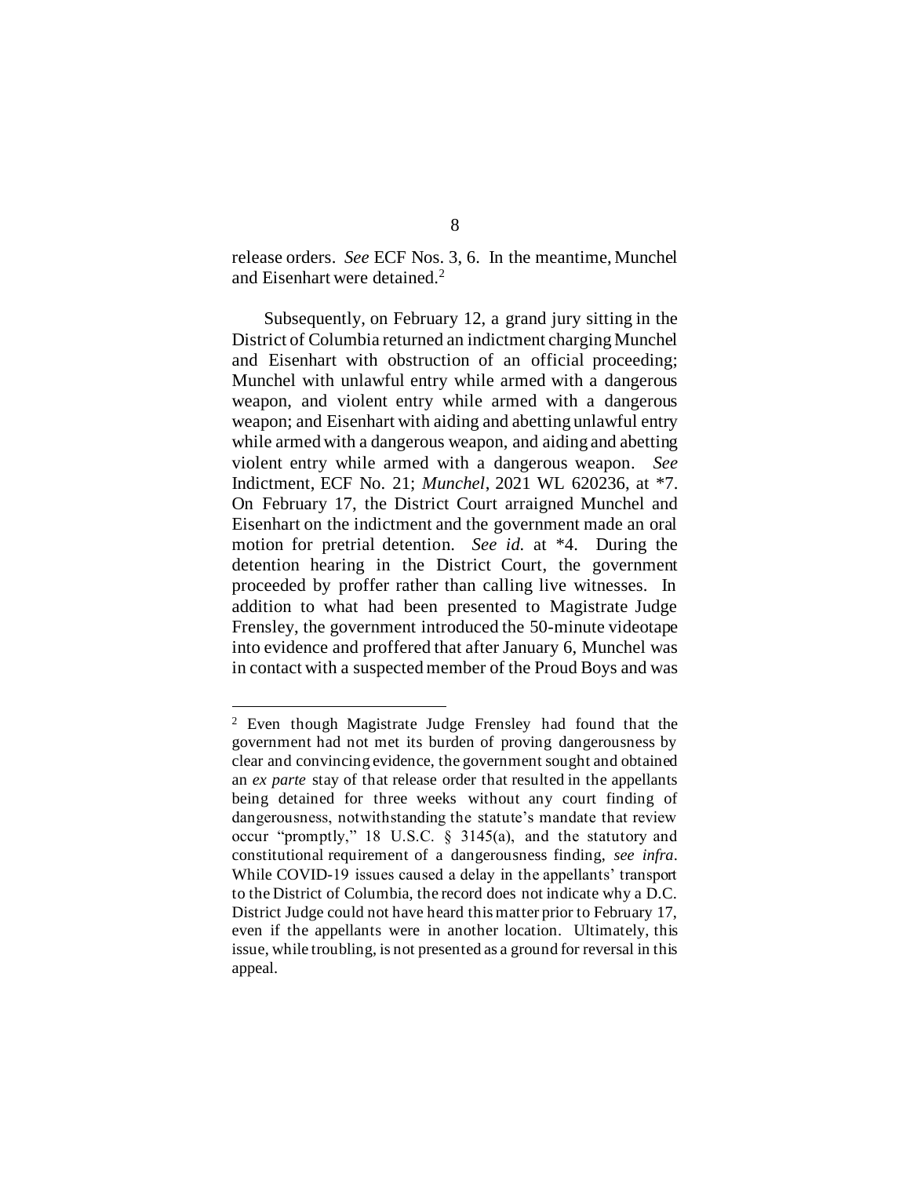release orders. *See* ECF Nos. 3, 6. In the meantime, Munchel and Eisenhart were detained.[2]

Subsequently, on February 12, a grand jury sitting in the District of Columbia returned an indictment charging Munchel and Eisenhart with obstruction of an official proceeding; Munchel with unlawful entry while armed with a dangerous weapon, and violent entry while armed with a dangerous weapon; and Eisenhart with aiding and abetting unlawful entry while armed with a dangerous weapon, and aiding and abetting violent entry while armed with a dangerous weapon. *See* Indictment, ECF No. 21; *Munchel*, 2021 WL 620236, at *7. On February 17, the District Court arraigned Munchel and Eisenhart on the indictment and the government made an oral motion for pretrial detention. *See id.* at *4. During the detention hearing in the District Court, the government proceeded by proffer rather than calling live witnesses. In addition to what had been presented to Magistrate Judge Frensley, the government introduced the 50-minute videotape into evidence and proffered that after January 6, Munchel was in contact with a suspected member of the Proud Boys and was

---

[2] Even though Magistrate Judge Frensley had found that the government had not met its burden of proving dangerousness by clear and convincing evidence, the government sought and obtained an *ex parte* stay of that release order that resulted in the appellants being detained for three weeks without any court finding of dangerousness, notwithstanding the statute's mandate that review occur "promptly," 18 U.S.C. § 3145(a), and the statutory and constitutional requirement of a dangerousness finding, *see infra*. While COVID-19 issues caused a delay in the appellants' transport to the District of Columbia, the record does not indicate why a D.C. District Judge could not have heard this matter prior to February 17, even if the appellants were in another location. Ultimately, this issue, while troubling, is not presented as a ground for reversal in this appeal.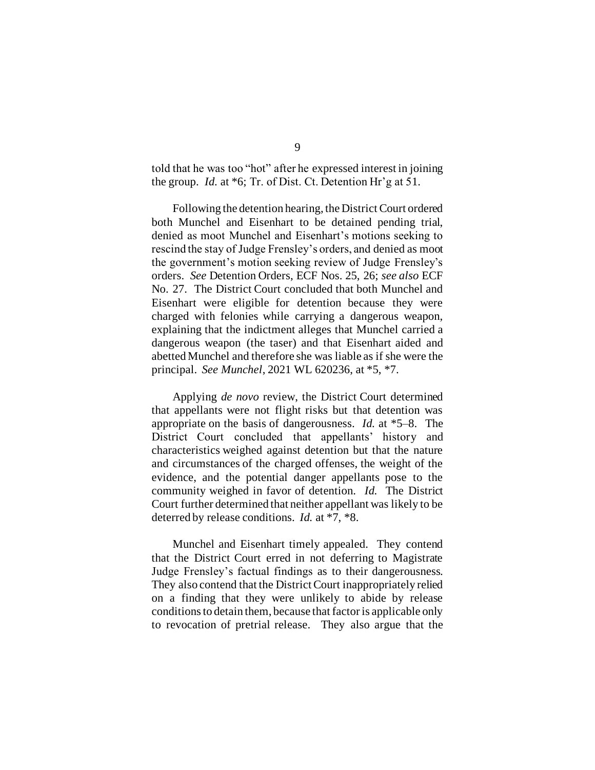told that he was too "hot" after he expressed interest in joining the group. *Id.* at *6; Tr. of Dist. Ct. Detention Hr'g at 51.

Following the detention hearing, the District Court ordered both Munchel and Eisenhart to be detained pending trial, denied as moot Munchel and Eisenhart's motions seeking to rescind the stay of Judge Frensley's orders, and denied as moot the government's motion seeking review of Judge Frensley's orders. *See* Detention Orders, ECF Nos. 25, 26; *see also* ECF No. 27. The District Court concluded that both Munchel and Eisenhart were eligible for detention because they were charged with felonies while carrying a dangerous weapon, explaining that the indictment alleges that Munchel carried a dangerous weapon (the taser) and that Eisenhart aided and abetted Munchel and therefore she was liable as if she were the principal. *See Munchel*, 2021 WL 620236, at *5, *7.

Applying *de novo* review, the District Court determined that appellants were not flight risks but that detention was appropriate on the basis of dangerousness. *Id.* at *5–8. The District Court concluded that appellants' history and characteristics weighed against detention but that the nature and circumstances of the charged offenses, the weight of the evidence, and the potential danger appellants pose to the community weighed in favor of detention. *Id.* The District Court further determined that neither appellant was likely to be deterred by release conditions. *Id.* at *7, *8.

Munchel and Eisenhart timely appealed. They contend that the District Court erred in not deferring to Magistrate Judge Frensley's factual findings as to their dangerousness. They also contend that the District Court inappropriately relied on a finding that they were unlikely to abide by release conditions to detain them, because that factor is applicable only to revocation of pretrial release. They also argue that the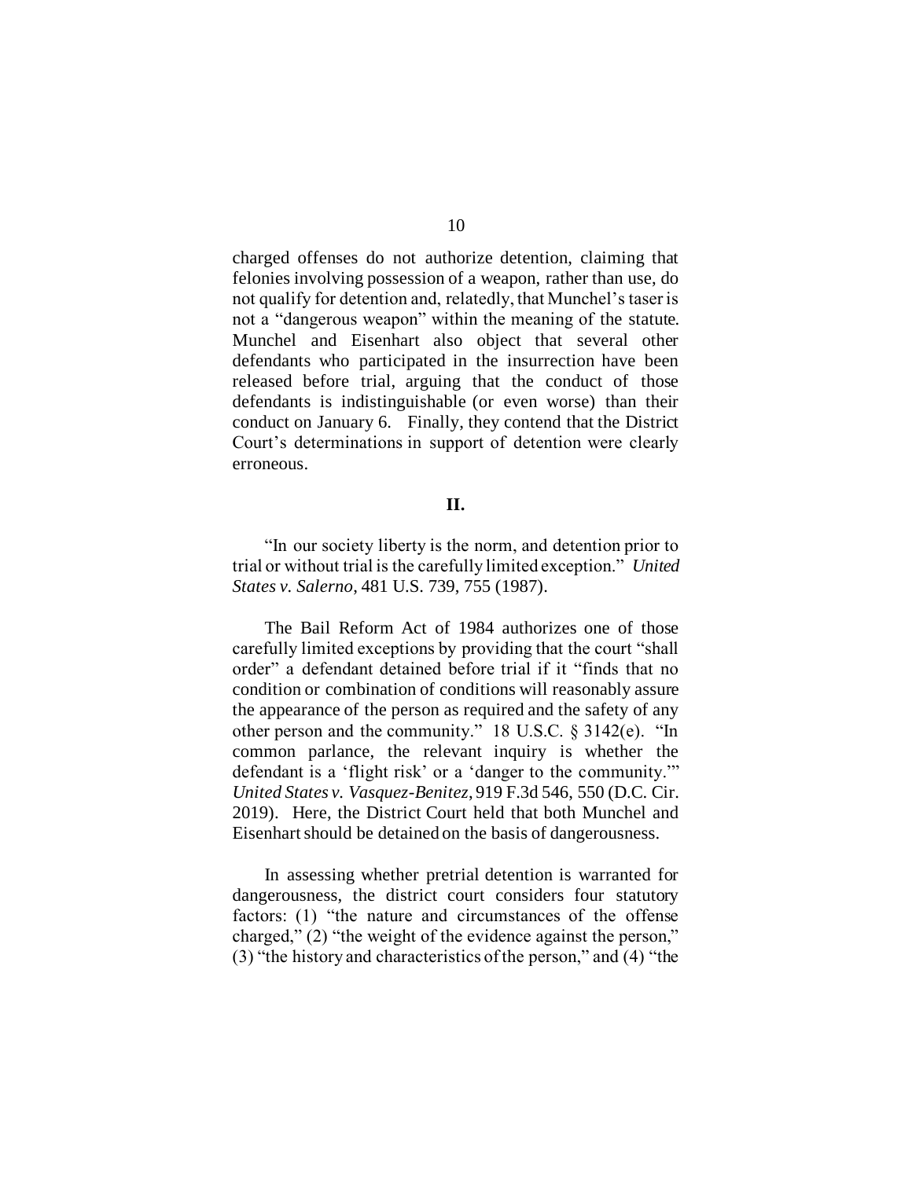charged offenses do not authorize detention, claiming that felonies involving possession of a weapon, rather than use, do not qualify for detention and, relatedly, that Munchel's taser is not a "dangerous weapon" within the meaning of the statute. Munchel and Eisenhart also object that several other defendants who participated in the insurrection have been released before trial, arguing that the conduct of those defendants is indistinguishable (or even worse) than their conduct on January 6. Finally, they contend that the District Court's determinations in support of detention were clearly erroneous.

## II.

"In our society liberty is the norm, and detention prior to trial or without trial is the carefully limited exception." *United States v. Salerno*, 481 U.S. 739, 755 (1987).

The Bail Reform Act of 1984 authorizes one of those carefully limited exceptions by providing that the court "shall order" a defendant detained before trial if it "finds that no condition or combination of conditions will reasonably assure the appearance of the person as required and the safety of any other person and the community." 18 U.S.C. § 3142(e). "In common parlance, the relevant inquiry is whether the defendant is a 'flight risk' or a 'danger to the community.'" *United States v. Vasquez-Benitez*, 919 F.3d 546, 550 (D.C. Cir. 2019). Here, the District Court held that both Munchel and Eisenhart should be detained on the basis of dangerousness.

In assessing whether pretrial detention is warranted for dangerousness, the district court considers four statutory factors: (1) "the nature and circumstances of the offense charged," (2) "the weight of the evidence against the person," (3) "the history and characteristics of the person," and (4) "the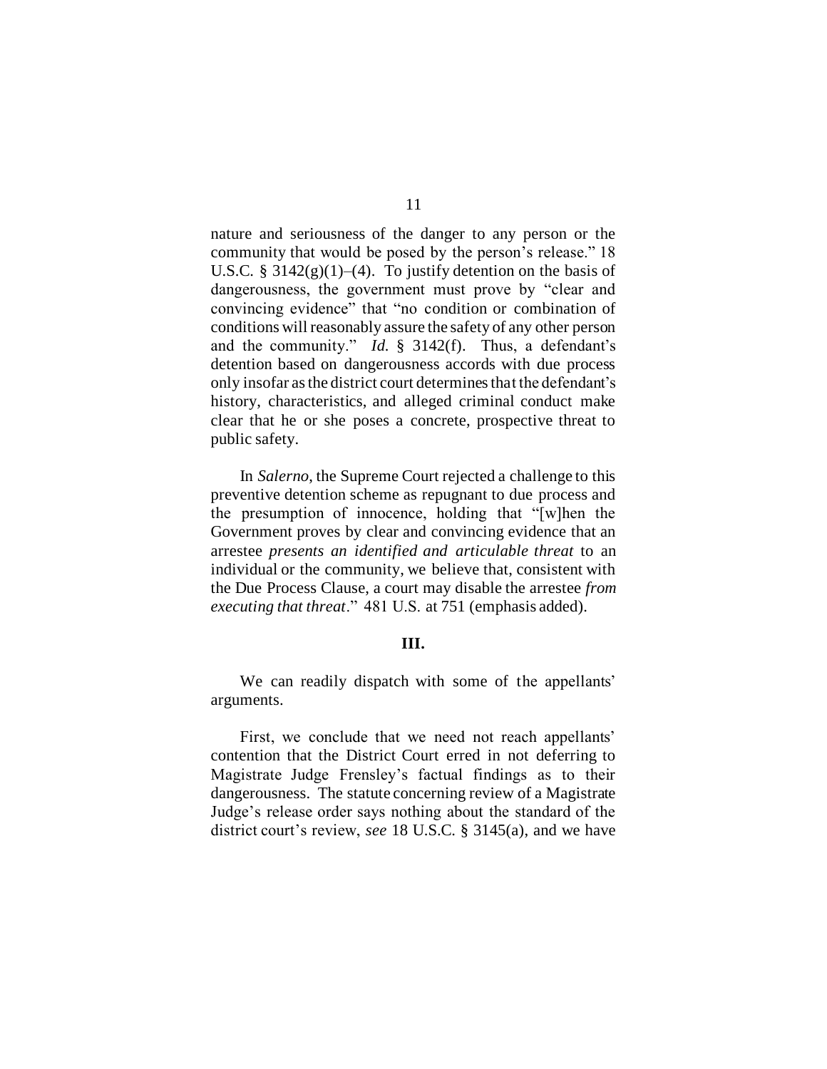nature and seriousness of the danger to any person or the community that would be posed by the person's release." 18 U.S.C. § 3142(g)(1)–(4). To justify detention on the basis of dangerousness, the government must prove by "clear and convincing evidence" that "no condition or combination of conditions will reasonably assure the safety of any other person and the community." *Id.* § 3142(f). Thus, a defendant's detention based on dangerousness accords with due process only insofar as the district court determines that the defendant's history, characteristics, and alleged criminal conduct make clear that he or she poses a concrete, prospective threat to public safety.

In *Salerno*, the Supreme Court rejected a challenge to this preventive detention scheme as repugnant to due process and the presumption of innocence, holding that "[w]hen the Government proves by clear and convincing evidence that an arrestee *presents an identified and articulable threat* to an individual or the community, we believe that, consistent with the Due Process Clause, a court may disable the arrestee *from executing that threat*." 481 U.S. at 751 (emphasis added).

### III.

We can readily dispatch with some of the appellants' arguments.

First, we conclude that we need not reach appellants' contention that the District Court erred in not deferring to Magistrate Judge Frensley's factual findings as to their dangerousness. The statute concerning review of a Magistrate Judge's release order says nothing about the standard of the district court's review, *see* 18 U.S.C. § 3145(a), and we have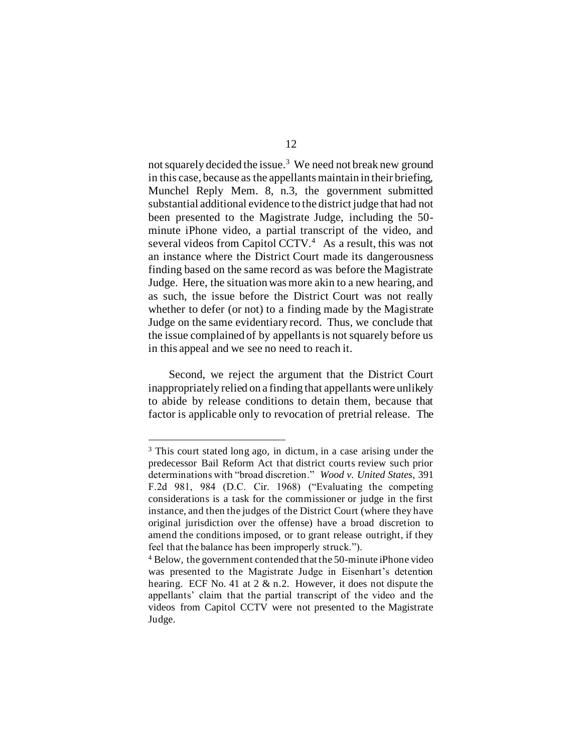not squarely decided the issue.[3] We need not break new ground in this case, because as the appellants maintain in their briefing, Munchel Reply Mem. 8, n.3, the government submitted substantial additional evidence to the district judge that had not been presented to the Magistrate Judge, including the 50-minute iPhone video, a partial transcript of the video, and several videos from Capitol CCTV.[4] As a result, this was not an instance where the District Court made its dangerousness finding based on the same record as was before the Magistrate Judge. Here, the situation was more akin to a new hearing, and as such, the issue before the District Court was not really whether to defer (or not) to a finding made by the Magistrate Judge on the same evidentiary record. Thus, we conclude that the issue complained of by appellants is not squarely before us in this appeal and we see no need to reach it.

Second, we reject the argument that the District Court inappropriately relied on a finding that appellants were unlikely to abide by release conditions to detain them, because that factor is applicable only to revocation of pretrial release. The

---

[3] This court stated long ago, in dictum, in a case arising under the predecessor Bail Reform Act that district courts review such prior determinations with "broad discretion." *Wood v. United States*, 391 F.2d 981, 984 (D.C. Cir. 1968) ("Evaluating the competing considerations is a task for the commissioner or judge in the first instance, and then the judges of the District Court (where they have original jurisdiction over the offense) have a broad discretion to amend the conditions imposed, or to grant release outright, if they feel that the balance has been improperly struck.").

[4] Below, the government contended that the 50-minute iPhone video was presented to the Magistrate Judge in Eisenhart's detention hearing. ECF No. 41 at 2 & n.2. However, it does not dispute the appellants' claim that the partial transcript of the video and the videos from Capitol CCTV were not presented to the Magistrate Judge.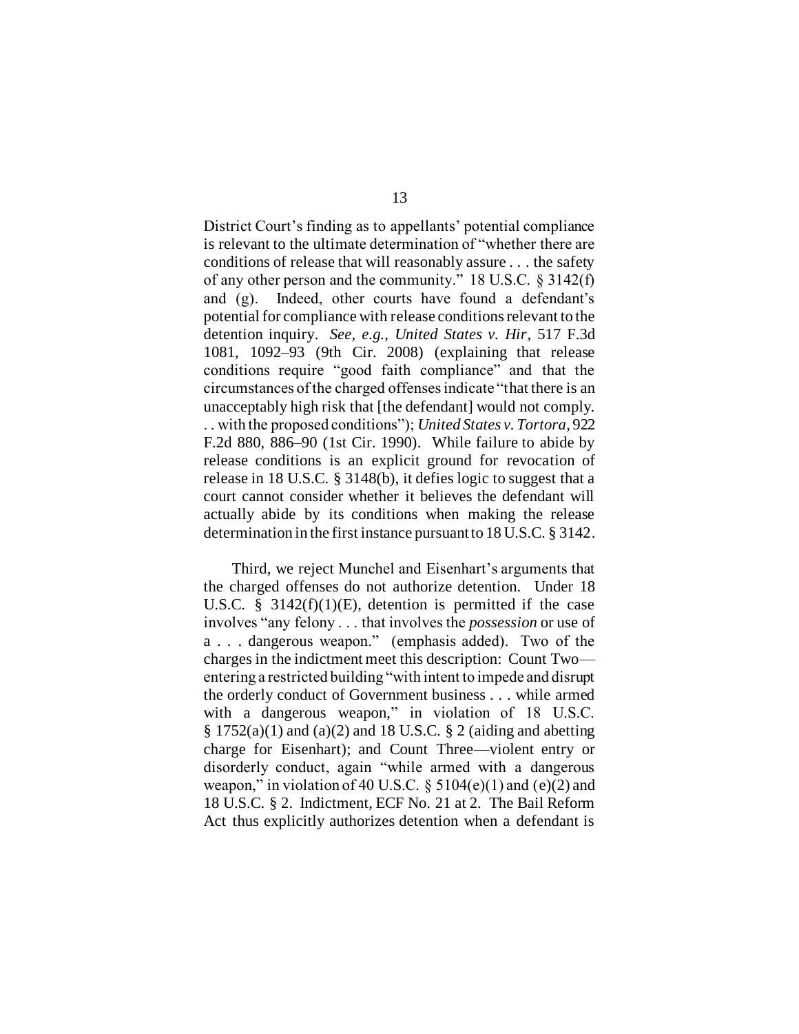District Court's finding as to appellants' potential compliance is relevant to the ultimate determination of "whether there are conditions of release that will reasonably assure . . . the safety of any other person and the community." 18 U.S.C. § 3142(f) and (g). Indeed, other courts have found a defendant's potential for compliance with release conditions relevant to the detention inquiry. *See, e.g.*, *United States v. Hir*, 517 F.3d 1081, 1092–93 (9th Cir. 2008) (explaining that release conditions require "good faith compliance" and that the circumstances of the charged offenses indicate "that there is an unacceptably high risk that [the defendant] would not comply. . . with the proposed conditions"); *United States v. Tortora*, 922 F.2d 880, 886–90 (1st Cir. 1990). While failure to abide by release conditions is an explicit ground for revocation of release in 18 U.S.C. § 3148(b), it defies logic to suggest that a court cannot consider whether it believes the defendant will actually abide by its conditions when making the release determination in the first instance pursuant to 18 U.S.C. § 3142.

Third, we reject Munchel and Eisenhart's arguments that the charged offenses do not authorize detention. Under 18 U.S.C. § 3142(f)(1)(E), detention is permitted if the case involves "any felony . . . that involves the *possession* or use of a . . . dangerous weapon." (emphasis added). Two of the charges in the indictment meet this description: Count Two—entering a restricted building "with intent to impede and disrupt the orderly conduct of Government business . . . while armed with a dangerous weapon," in violation of 18 U.S.C. § 1752(a)(1) and (a)(2) and 18 U.S.C. § 2 (aiding and abetting charge for Eisenhart); and Count Three—violent entry or disorderly conduct, again "while armed with a dangerous weapon," in violation of 40 U.S.C. § 5104(e)(1) and (e)(2) and 18 U.S.C. § 2. Indictment, ECF No. 21 at 2. The Bail Reform Act thus explicitly authorizes detention when a defendant is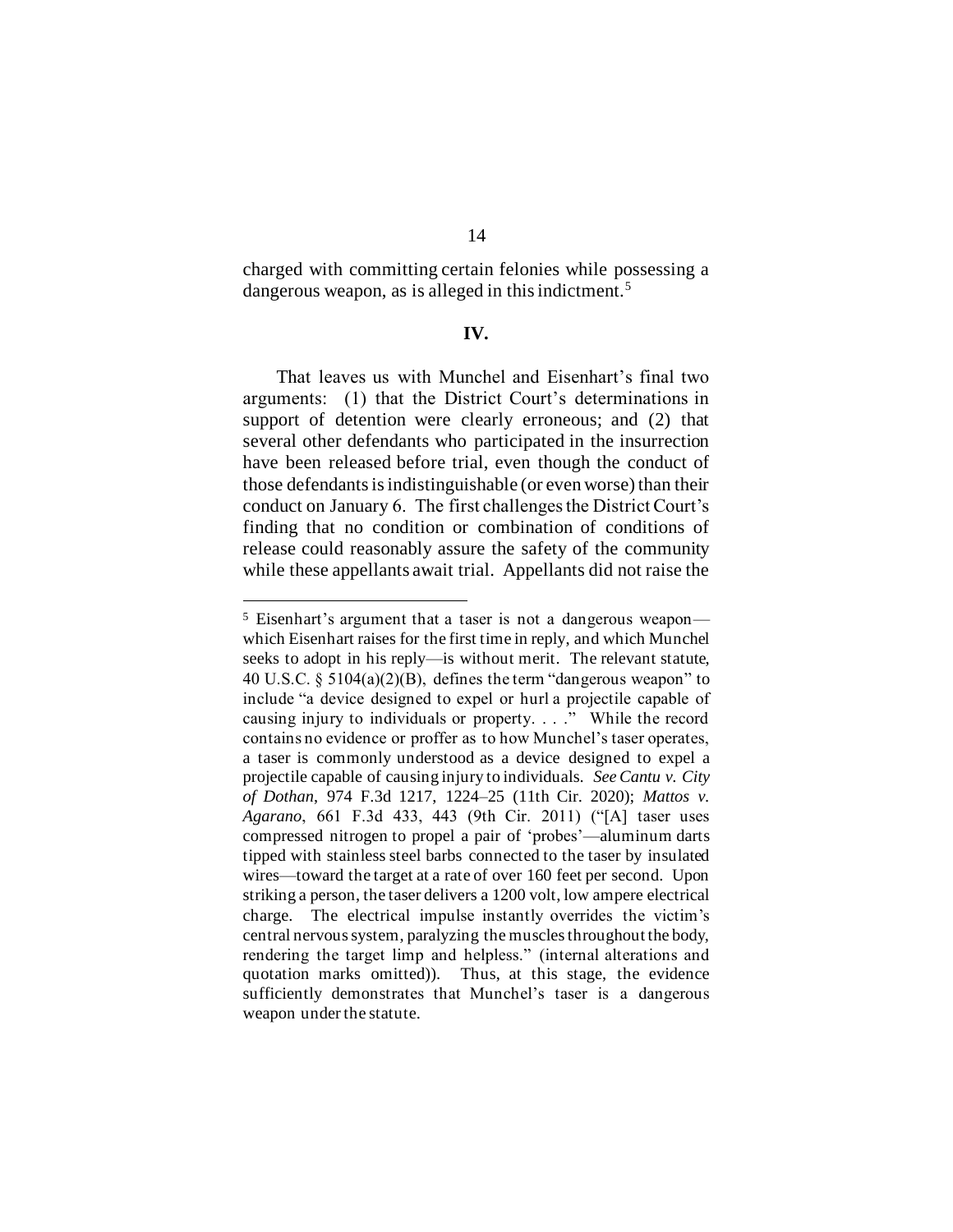charged with committing certain felonies while possessing a dangerous weapon, as is alleged in this indictment.[5]

**IV.**

That leaves us with Munchel and Eisenhart's final two arguments: (1) that the District Court's determinations in support of detention were clearly erroneous; and (2) that several other defendants who participated in the insurrection have been released before trial, even though the conduct of those defendants is indistinguishable (or even worse) than their conduct on January 6. The first challenges the District Court's finding that no condition or combination of conditions of release could reasonably assure the safety of the community while these appellants await trial. Appellants did not raise the

---

[5] Eisenhart's argument that a taser is not a dangerous weapon—which Eisenhart raises for the first time in reply, and which Munchel seeks to adopt in his reply—is without merit. The relevant statute, 40 U.S.C. § 5104(a)(2)(B), defines the term "dangerous weapon" to include "a device designed to expel or hurl a projectile capable of causing injury to individuals or property. . . ." While the record contains no evidence or proffer as to how Munchel's taser operates, a taser is commonly understood as a device designed to expel a projectile capable of causing injury to individuals. *See Cantu v. City of Dothan*, 974 F.3d 1217, 1224–25 (11th Cir. 2020); *Mattos v. Agarano*, 661 F.3d 433, 443 (9th Cir. 2011) ("[A] taser uses compressed nitrogen to propel a pair of 'probes'—aluminum darts tipped with stainless steel barbs connected to the taser by insulated wires—toward the target at a rate of over 160 feet per second. Upon striking a person, the taser delivers a 1200 volt, low ampere electrical charge. The electrical impulse instantly overrides the victim's central nervous system, paralyzing the muscles throughout the body, rendering the target limp and helpless." (internal alterations and quotation marks omitted)). Thus, at this stage, the evidence sufficiently demonstrates that Munchel's taser is a dangerous weapon under the statute.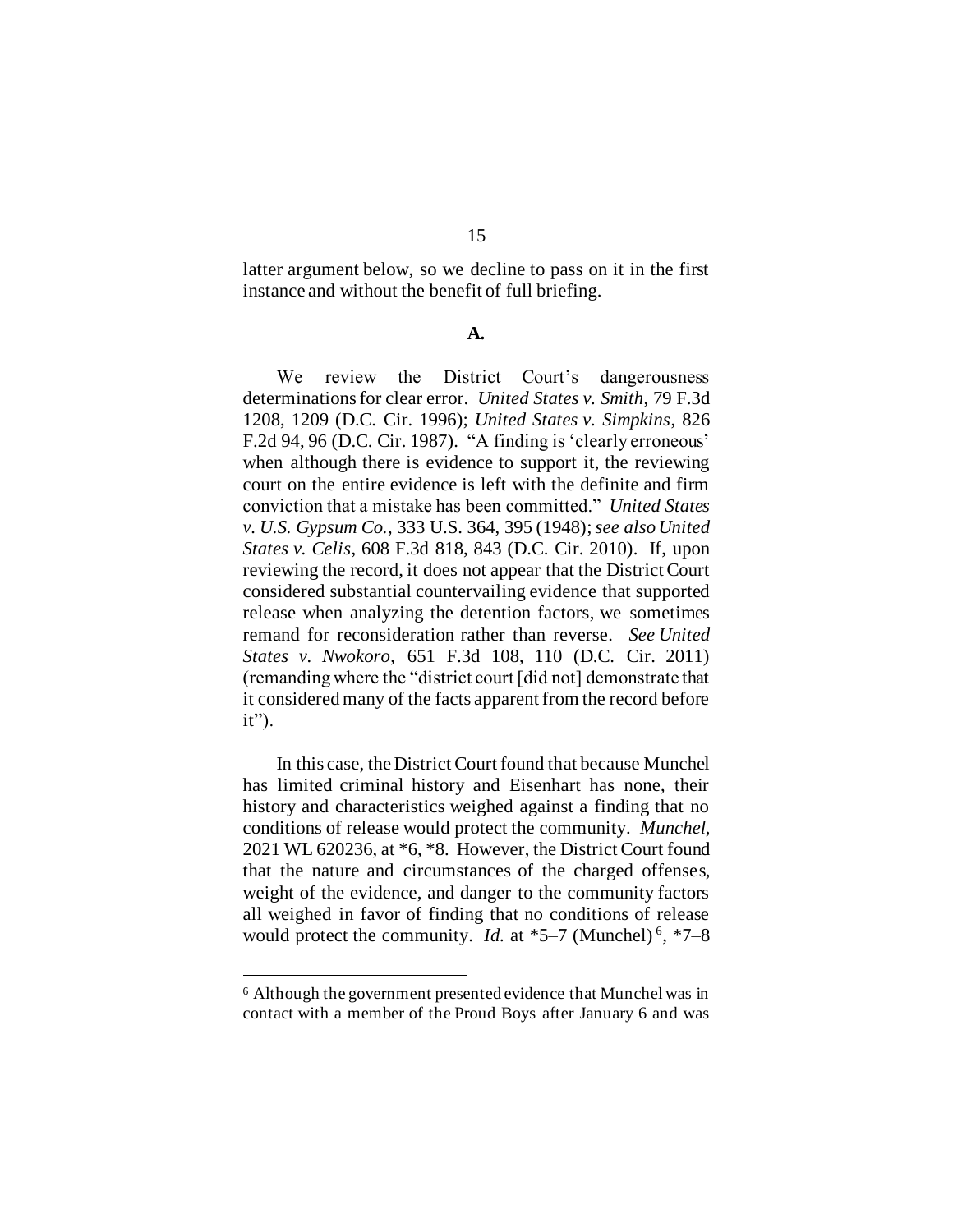latter argument below, so we decline to pass on it in the first instance and without the benefit of full briefing.

**A.**

We review the District Court's dangerousness determinations for clear error. *United States v. Smith*, 79 F.3d 1208, 1209 (D.C. Cir. 1996); *United States v. Simpkins*, 826 F.2d 94, 96 (D.C. Cir. 1987). "A finding is 'clearly erroneous' when although there is evidence to support it, the reviewing court on the entire evidence is left with the definite and firm conviction that a mistake has been committed." *United States v. U.S. Gypsum Co.*, 333 U.S. 364, 395 (1948); *see also United States v. Celis*, 608 F.3d 818, 843 (D.C. Cir. 2010). If, upon reviewing the record, it does not appear that the District Court considered substantial countervailing evidence that supported release when analyzing the detention factors, we sometimes remand for reconsideration rather than reverse. *See United States v. Nwokoro*, 651 F.3d 108, 110 (D.C. Cir. 2011) (remanding where the "district court [did not] demonstrate that it considered many of the facts apparent from the record before it").

In this case, the District Court found that because Munchel has limited criminal history and Eisenhart has none, their history and characteristics weighed against a finding that no conditions of release would protect the community. *Munchel*, 2021 WL 620236, at *6, *8. However, the District Court found that the nature and circumstances of the charged offenses, weight of the evidence, and danger to the community factors all weighed in favor of finding that no conditions of release would protect the community. *Id.* at *5–7 (Munchel)[6], *7–8

[6] Although the government presented evidence that Munchel was in contact with a member of the Proud Boys after January 6 and was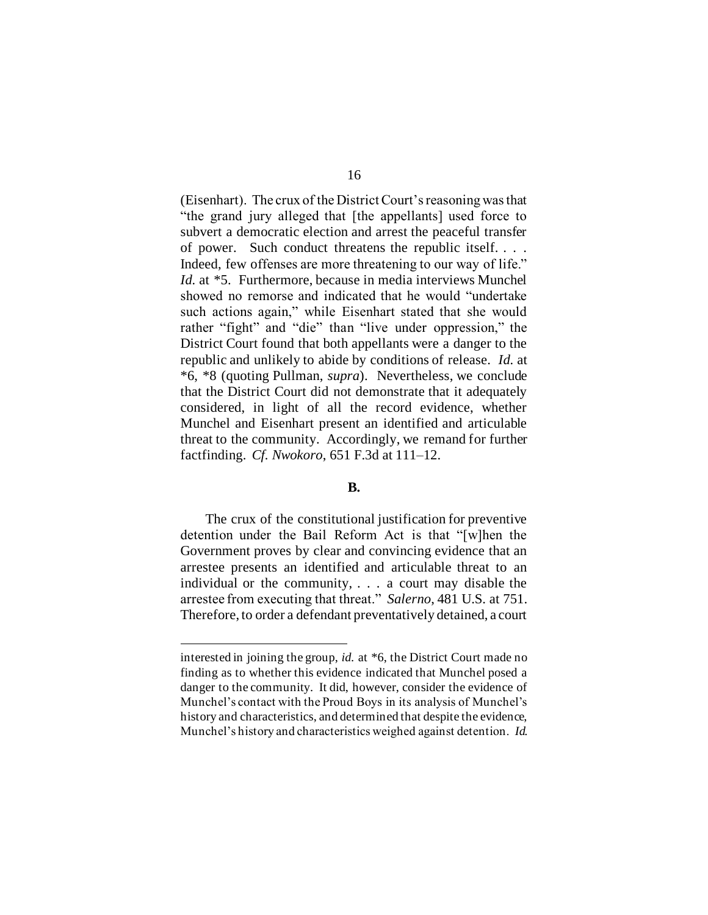(Eisenhart). The crux of the District Court's reasoning was that "the grand jury alleged that [the appellants] used force to subvert a democratic election and arrest the peaceful transfer of power. Such conduct threatens the republic itself. . . . Indeed, few offenses are more threatening to our way of life." *Id.* at *5. Furthermore, because in media interviews Munchel showed no remorse and indicated that he would "undertake such actions again," while Eisenhart stated that she would rather "fight" and "die" than "live under oppression," the District Court found that both appellants were a danger to the republic and unlikely to abide by conditions of release. *Id.* at *6, *8 (quoting Pullman, *supra*). Nevertheless, we conclude that the District Court did not demonstrate that it adequately considered, in light of all the record evidence, whether Munchel and Eisenhart present an identified and articulable threat to the community. Accordingly, we remand for further factfinding. *Cf. Nwokoro*, 651 F.3d at 111–12.

**B.**

The crux of the constitutional justification for preventive detention under the Bail Reform Act is that "[w]hen the Government proves by clear and convincing evidence that an arrestee presents an identified and articulable threat to an individual or the community, . . . a court may disable the arrestee from executing that threat." *Salerno*, 481 U.S. at 751. Therefore, to order a defendant preventatively detained, a court

---

interested in joining the group, *id.* at *6, the District Court made no finding as to whether this evidence indicated that Munchel posed a danger to the community. It did, however, consider the evidence of Munchel's contact with the Proud Boys in its analysis of Munchel's history and characteristics, and determined that despite the evidence, Munchel's history and characteristics weighed against detention. *Id.*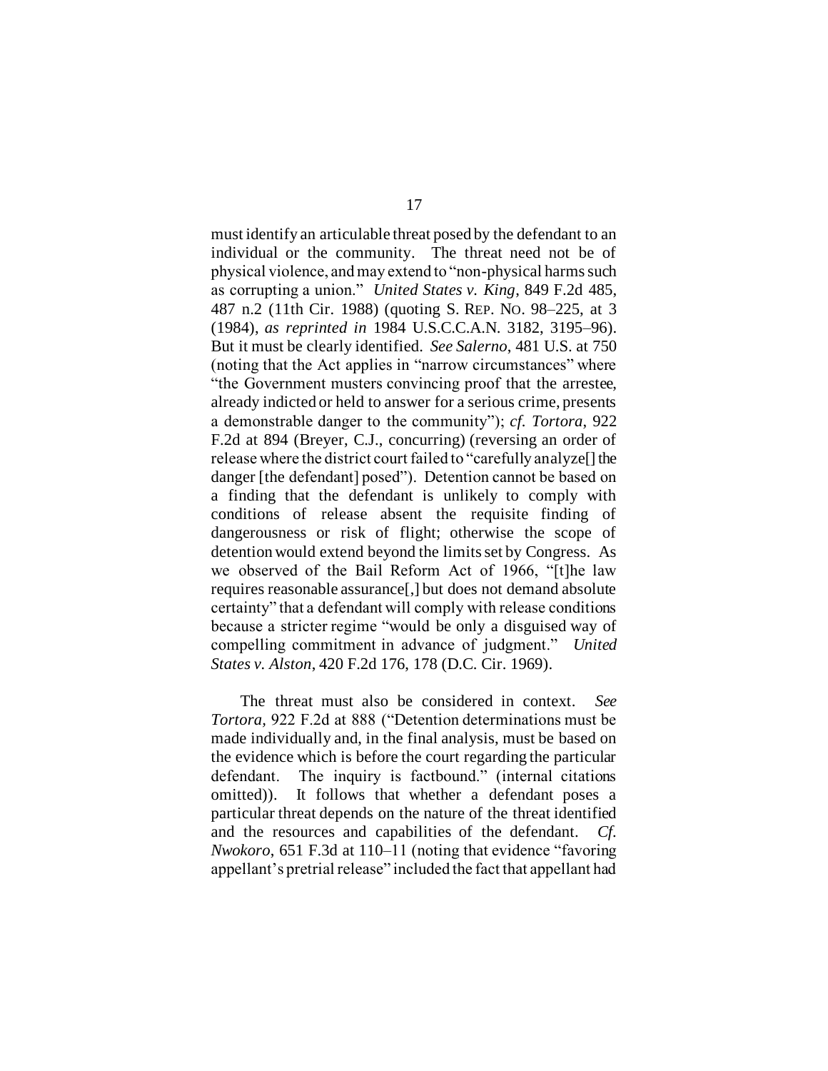must identify an articulable threat posed by the defendant to an individual or the community. The threat need not be of physical violence, and may extend to "non-physical harms such as corrupting a union." *United States v. King*, 849 F.2d 485, 487 n.2 (11th Cir. 1988) (quoting S. REP. NO. 98–225, at 3 (1984), *as reprinted in* 1984 U.S.C.C.A.N. 3182, 3195–96). But it must be clearly identified. *See Salerno*, 481 U.S. at 750 (noting that the Act applies in "narrow circumstances" where "the Government musters convincing proof that the arrestee, already indicted or held to answer for a serious crime, presents a demonstrable danger to the community"); *cf. Tortora*, 922 F.2d at 894 (Breyer, C.J., concurring) (reversing an order of release where the district court failed to "carefully analyze[] the danger [the defendant] posed"). Detention cannot be based on a finding that the defendant is unlikely to comply with conditions of release absent the requisite finding of dangerousness or risk of flight; otherwise the scope of detention would extend beyond the limits set by Congress. As we observed of the Bail Reform Act of 1966, "[t]he law requires reasonable assurance[,] but does not demand absolute certainty" that a defendant will comply with release conditions because a stricter regime "would be only a disguised way of compelling commitment in advance of judgment." *United States v. Alston*, 420 F.2d 176, 178 (D.C. Cir. 1969).

The threat must also be considered in context. *See Tortora*, 922 F.2d at 888 ("Detention determinations must be made individually and, in the final analysis, must be based on the evidence which is before the court regarding the particular defendant. The inquiry is factbound." (internal citations omitted)). It follows that whether a defendant poses a particular threat depends on the nature of the threat identified and the resources and capabilities of the defendant. *Cf. Nwokoro*, 651 F.3d at 110–11 (noting that evidence "favoring appellant's pretrial release" included the fact that appellant had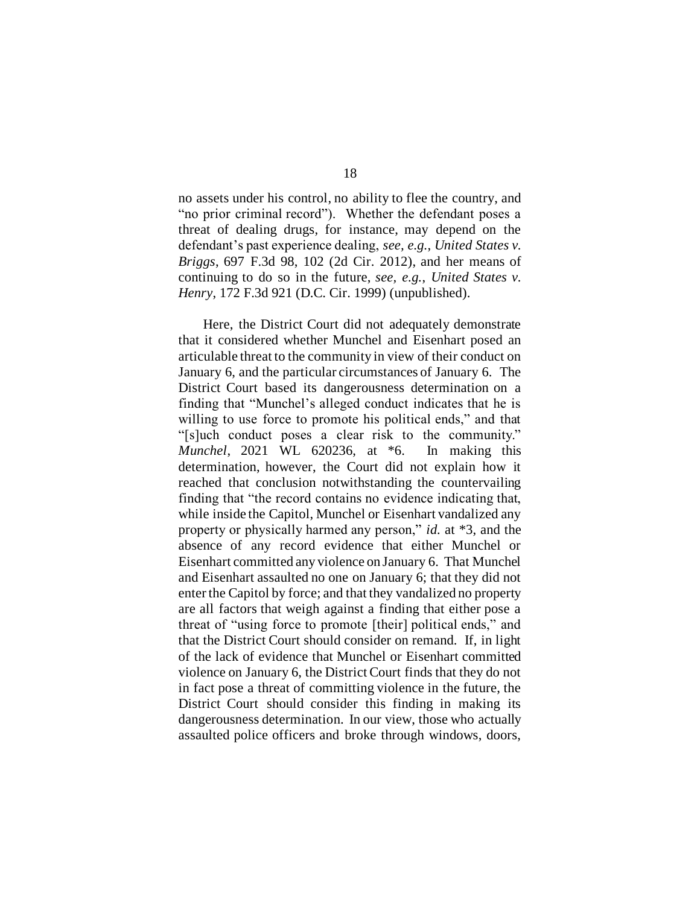no assets under his control, no ability to flee the country, and "no prior criminal record"). Whether the defendant poses a threat of dealing drugs, for instance, may depend on the defendant's past experience dealing, *see, e.g.*, *United States v. Briggs*, 697 F.3d 98, 102 (2d Cir. 2012), and her means of continuing to do so in the future, *see, e.g.*, *United States v. Henry*, 172 F.3d 921 (D.C. Cir. 1999) (unpublished).

Here, the District Court did not adequately demonstrate that it considered whether Munchel and Eisenhart posed an articulable threat to the community in view of their conduct on January 6, and the particular circumstances of January 6. The District Court based its dangerousness determination on a finding that "Munchel's alleged conduct indicates that he is willing to use force to promote his political ends," and that "[s]uch conduct poses a clear risk to the community." *Munchel*, 2021 WL 620236, at \*6. In making this determination, however, the Court did not explain how it reached that conclusion notwithstanding the countervailing finding that "the record contains no evidence indicating that, while inside the Capitol, Munchel or Eisenhart vandalized any property or physically harmed any person," *id.* at \*3, and the absence of any record evidence that either Munchel or Eisenhart committed any violence on January 6. That Munchel and Eisenhart assaulted no one on January 6; that they did not enter the Capitol by force; and that they vandalized no property are all factors that weigh against a finding that either pose a threat of "using force to promote [their] political ends," and that the District Court should consider on remand. If, in light of the lack of evidence that Munchel or Eisenhart committed violence on January 6, the District Court finds that they do not in fact pose a threat of committing violence in the future, the District Court should consider this finding in making its dangerousness determination. In our view, those who actually assaulted police officers and broke through windows, doors,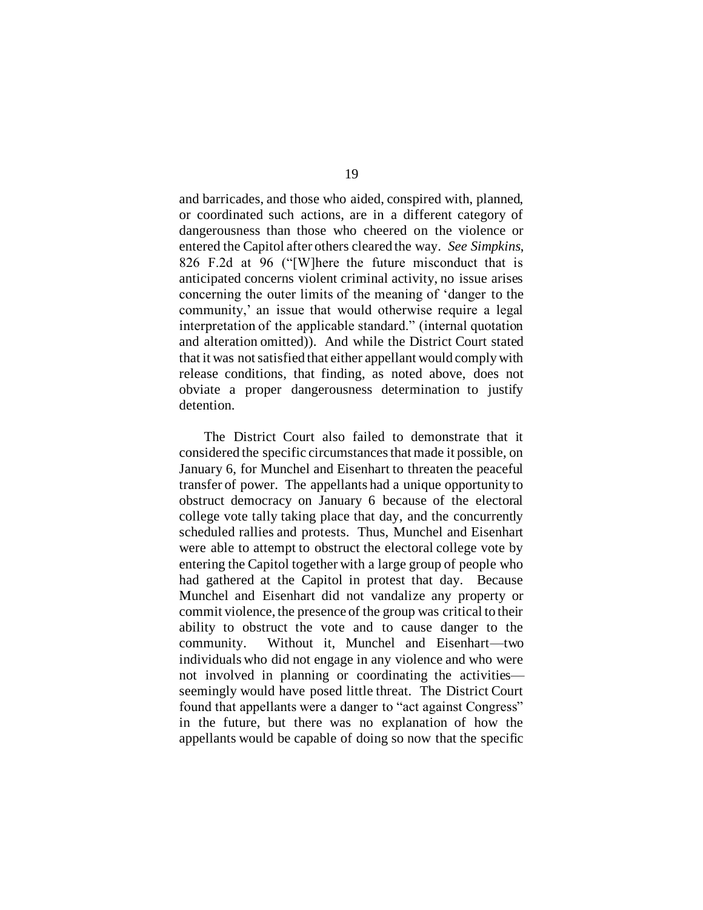and barricades, and those who aided, conspired with, planned, or coordinated such actions, are in a different category of dangerousness than those who cheered on the violence or entered the Capitol after others cleared the way. *See Simpkins*, 826 F.2d at 96 ("[W]here the future misconduct that is anticipated concerns violent criminal activity, no issue arises concerning the outer limits of the meaning of 'danger to the community,' an issue that would otherwise require a legal interpretation of the applicable standard." (internal quotation and alteration omitted)). And while the District Court stated that it was not satisfied that either appellant would comply with release conditions, that finding, as noted above, does not obviate a proper dangerousness determination to justify detention.

The District Court also failed to demonstrate that it considered the specific circumstances that made it possible, on January 6, for Munchel and Eisenhart to threaten the peaceful transfer of power. The appellants had a unique opportunity to obstruct democracy on January 6 because of the electoral college vote tally taking place that day, and the concurrently scheduled rallies and protests. Thus, Munchel and Eisenhart were able to attempt to obstruct the electoral college vote by entering the Capitol together with a large group of people who had gathered at the Capitol in protest that day. Because Munchel and Eisenhart did not vandalize any property or commit violence, the presence of the group was critical to their ability to obstruct the vote and to cause danger to the community. Without it, Munchel and Eisenhart—two individuals who did not engage in any violence and who were not involved in planning or coordinating the activities—seemingly would have posed little threat. The District Court found that appellants were a danger to "act against Congress" in the future, but there was no explanation of how the appellants would be capable of doing so now that the specific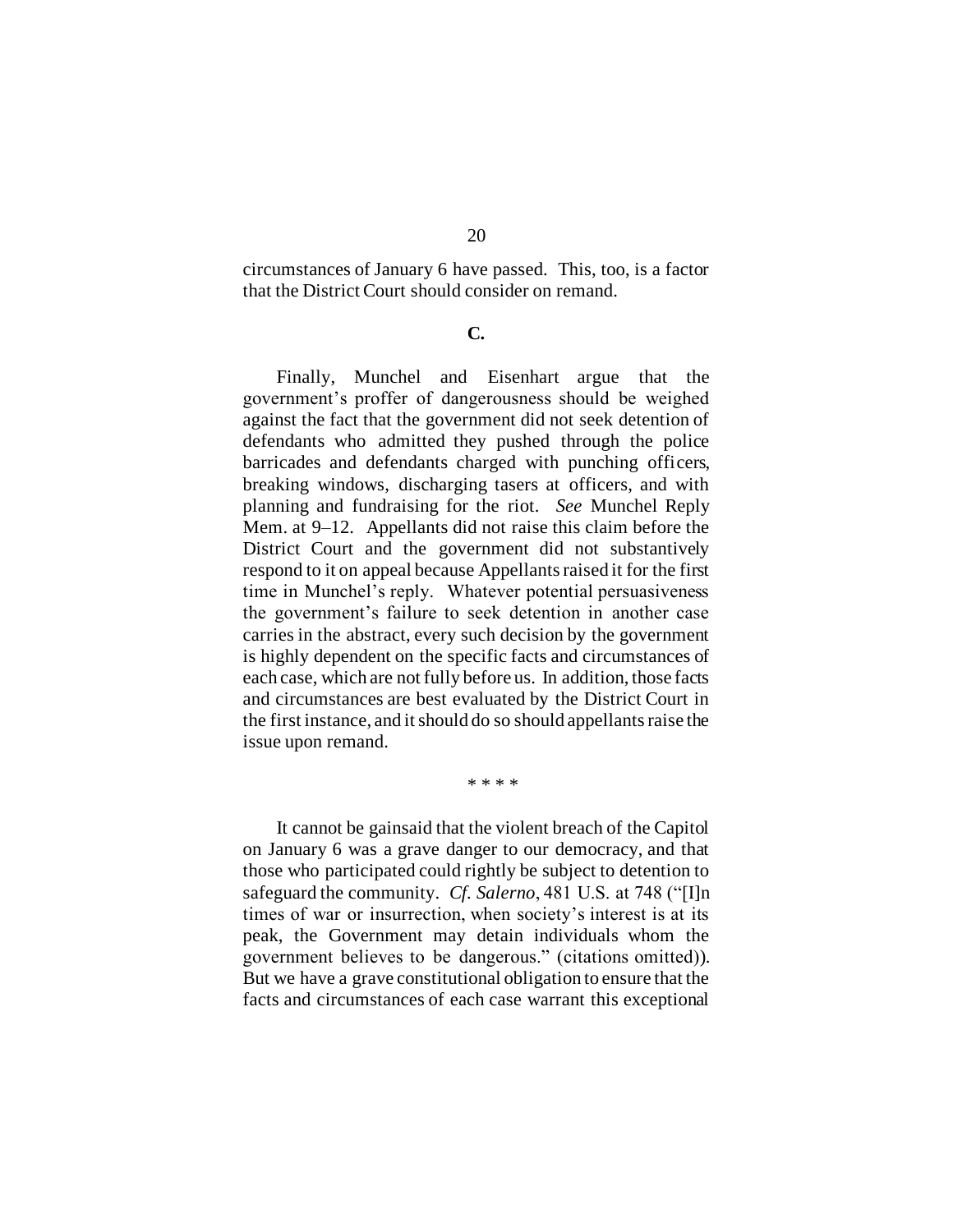circumstances of January 6 have passed. This, too, is a factor that the District Court should consider on remand.

### C.

Finally, Munchel and Eisenhart argue that the government's proffer of dangerousness should be weighed against the fact that the government did not seek detention of defendants who admitted they pushed through the police barricades and defendants charged with punching officers, breaking windows, discharging tasers at officers, and with planning and fundraising for the riot. *See* Munchel Reply Mem. at 9–12. Appellants did not raise this claim before the District Court and the government did not substantively respond to it on appeal because Appellants raised it for the first time in Munchel's reply. Whatever potential persuasiveness the government's failure to seek detention in another case carries in the abstract, every such decision by the government is highly dependent on the specific facts and circumstances of each case, which are not fully before us. In addition, those facts and circumstances are best evaluated by the District Court in the first instance, and it should do so should appellants raise the issue upon remand.

\* \* \* \*

It cannot be gainsaid that the violent breach of the Capitol on January 6 was a grave danger to our democracy, and that those who participated could rightly be subject to detention to safeguard the community. *Cf. Salerno*, 481 U.S. at 748 ("[I]n times of war or insurrection, when society's interest is at its peak, the Government may detain individuals whom the government believes to be dangerous." (citations omitted)). But we have a grave constitutional obligation to ensure that the facts and circumstances of each case warrant this exceptional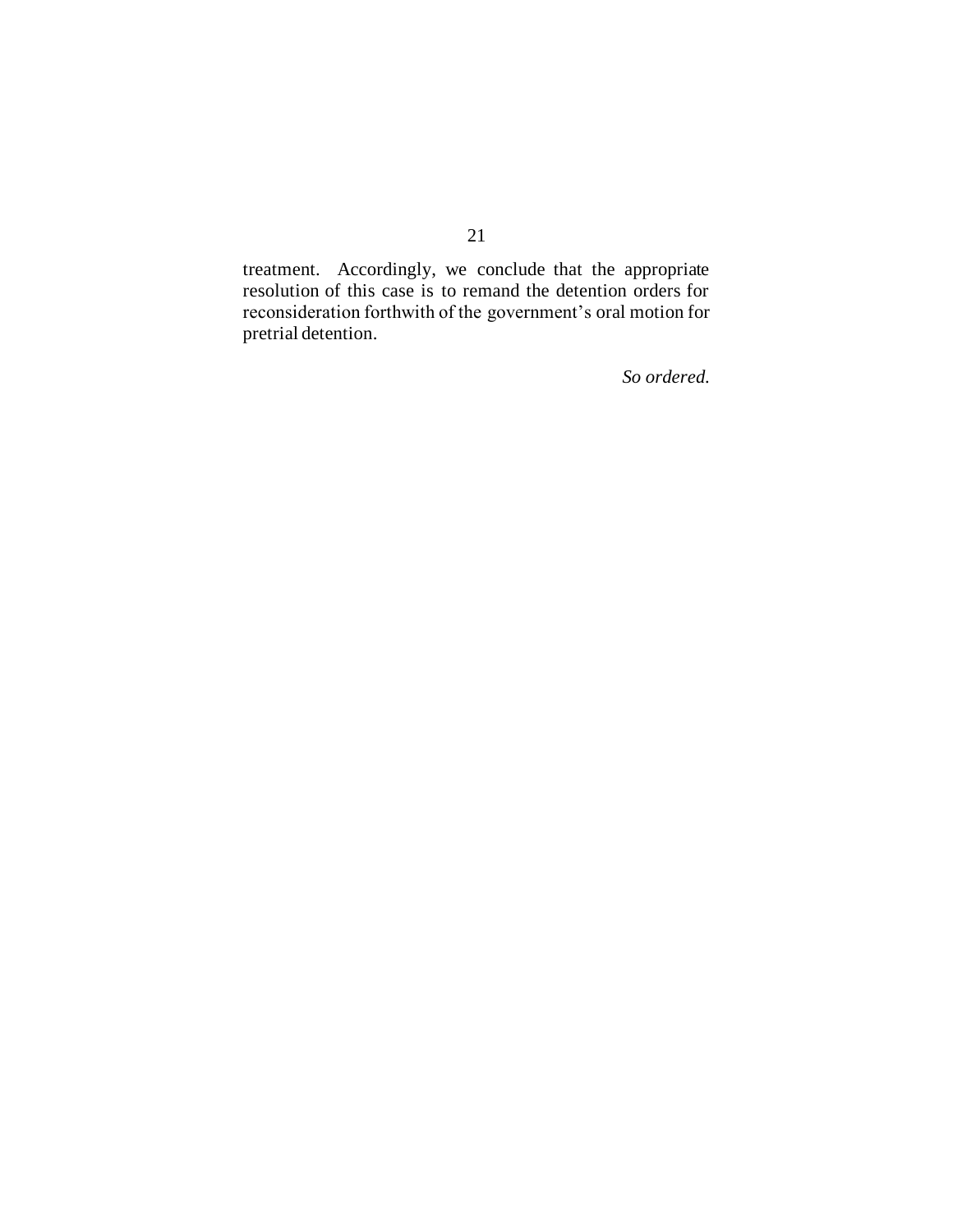treatment. Accordingly, we conclude that the appropriate resolution of this case is to remand the detention orders for reconsideration forthwith of the government's oral motion for pretrial detention.

*So ordered.*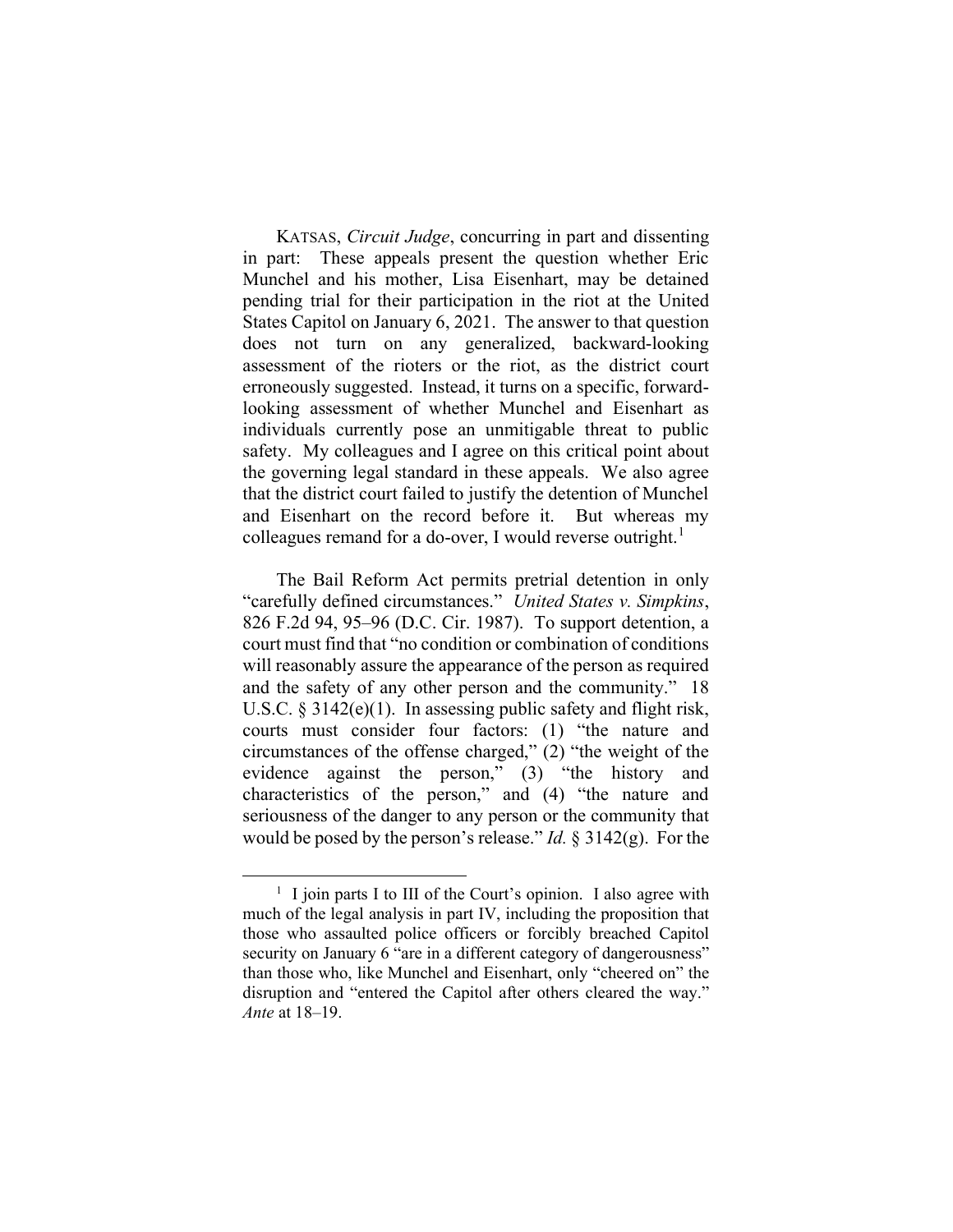KATSAS, *Circuit Judge*, concurring in part and dissenting in part: These appeals present the question whether Eric Munchel and his mother, Lisa Eisenhart, may be detained pending trial for their participation in the riot at the United States Capitol on January 6, 2021. The answer to that question does not turn on any generalized, backward-looking assessment of the rioters or the riot, as the district court erroneously suggested. Instead, it turns on a specific, forward-looking assessment of whether Munchel and Eisenhart as individuals currently pose an unmitigable threat to public safety. My colleagues and I agree on this critical point about the governing legal standard in these appeals. We also agree that the district court failed to justify the detention of Munchel and Eisenhart on the record before it. But whereas my colleagues remand for a do-over, I would reverse outright.[1]

The Bail Reform Act permits pretrial detention in only "carefully defined circumstances." *United States v. Simpkins*, 826 F.2d 94, 95–96 (D.C. Cir. 1987). To support detention, a court must find that "no condition or combination of conditions will reasonably assure the appearance of the person as required and the safety of any other person and the community." 18 U.S.C. § 3142(e)(1). In assessing public safety and flight risk, courts must consider four factors: (1) "the nature and circumstances of the offense charged," (2) "the weight of the evidence against the person," (3) "the history and characteristics of the person," and (4) "the nature and seriousness of the danger to any person or the community that would be posed by the person's release." *Id.* § 3142(g). For the

[1] I join parts I to III of the Court's opinion. I also agree with much of the legal analysis in part IV, including the proposition that those who assaulted police officers or forcibly breached Capitol security on January 6 "are in a different category of dangerousness" than those who, like Munchel and Eisenhart, only "cheered on" the disruption and "entered the Capitol after others cleared the way." *Ante* at 18–19.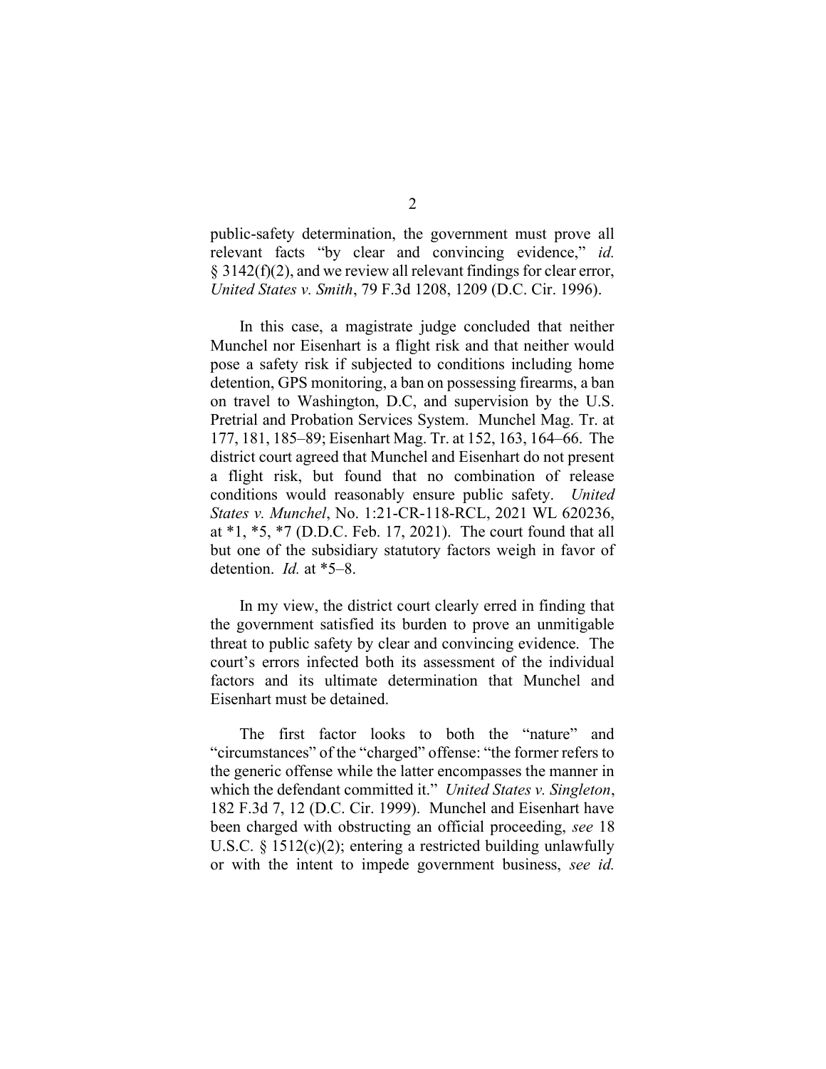public-safety determination, the government must prove all relevant facts "by clear and convincing evidence," *id.* § 3142(f)(2), and we review all relevant findings for clear error, *United States v. Smith*, 79 F.3d 1208, 1209 (D.C. Cir. 1996).

In this case, a magistrate judge concluded that neither Munchel nor Eisenhart is a flight risk and that neither would pose a safety risk if subjected to conditions including home detention, GPS monitoring, a ban on possessing firearms, a ban on travel to Washington, D.C, and supervision by the U.S. Pretrial and Probation Services System. Munchel Mag. Tr. at 177, 181, 185–89; Eisenhart Mag. Tr. at 152, 163, 164–66. The district court agreed that Munchel and Eisenhart do not present a flight risk, but found that no combination of release conditions would reasonably ensure public safety. *United States v. Munchel*, No. 1:21-CR-118-RCL, 2021 WL 620236, at *1, *5, *7 (D.D.C. Feb. 17, 2021). The court found that all but one of the subsidiary statutory factors weigh in favor of detention. *Id.* at *5–8.

In my view, the district court clearly erred in finding that the government satisfied its burden to prove an unmitigable threat to public safety by clear and convincing evidence. The court's errors infected both its assessment of the individual factors and its ultimate determination that Munchel and Eisenhart must be detained.

The first factor looks to both the "nature" and "circumstances" of the "charged" offense: "the former refers to the generic offense while the latter encompasses the manner in which the defendant committed it." *United States v. Singleton*, 182 F.3d 7, 12 (D.C. Cir. 1999). Munchel and Eisenhart have been charged with obstructing an official proceeding, *see* 18 U.S.C. § 1512(c)(2); entering a restricted building unlawfully or with the intent to impede government business, *see id.*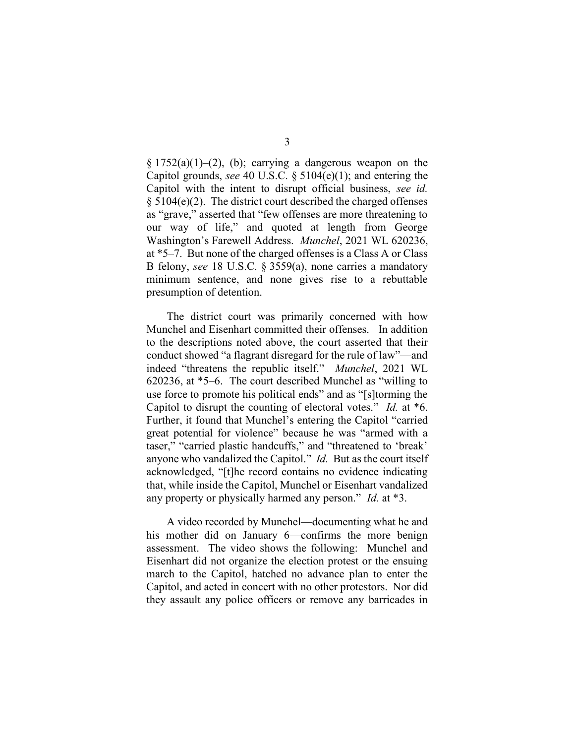§ 1752(a)(1)–(2), (b); carrying a dangerous weapon on the Capitol grounds, *see* 40 U.S.C. § 5104(e)(1); and entering the Capitol with the intent to disrupt official business, *see id.* § 5104(e)(2). The district court described the charged offenses as "grave," asserted that "few offenses are more threatening to our way of life," and quoted at length from George Washington's Farewell Address. *Munchel*, 2021 WL 620236, at *5–7. But none of the charged offenses is a Class A or Class B felony, *see* 18 U.S.C. § 3559(a), none carries a mandatory minimum sentence, and none gives rise to a rebuttable presumption of detention.

The district court was primarily concerned with how Munchel and Eisenhart committed their offenses. In addition to the descriptions noted above, the court asserted that their conduct showed "a flagrant disregard for the rule of law"—and indeed "threatens the republic itself." *Munchel*, 2021 WL 620236, at *5–6. The court described Munchel as "willing to use force to promote his political ends" and as "[s]torming the Capitol to disrupt the counting of electoral votes." *Id.* at *6. Further, it found that Munchel's entering the Capitol "carried great potential for violence" because he was "armed with a taser," "carried plastic handcuffs," and "threatened to 'break' anyone who vandalized the Capitol." *Id.* But as the court itself acknowledged, "[t]he record contains no evidence indicating that, while inside the Capitol, Munchel or Eisenhart vandalized any property or physically harmed any person." *Id.* at *3.

A video recorded by Munchel—documenting what he and his mother did on January 6—confirms the more benign assessment. The video shows the following: Munchel and Eisenhart did not organize the election protest or the ensuing march to the Capitol, hatched no advance plan to enter the Capitol, and acted in concert with no other protestors. Nor did they assault any police officers or remove any barricades in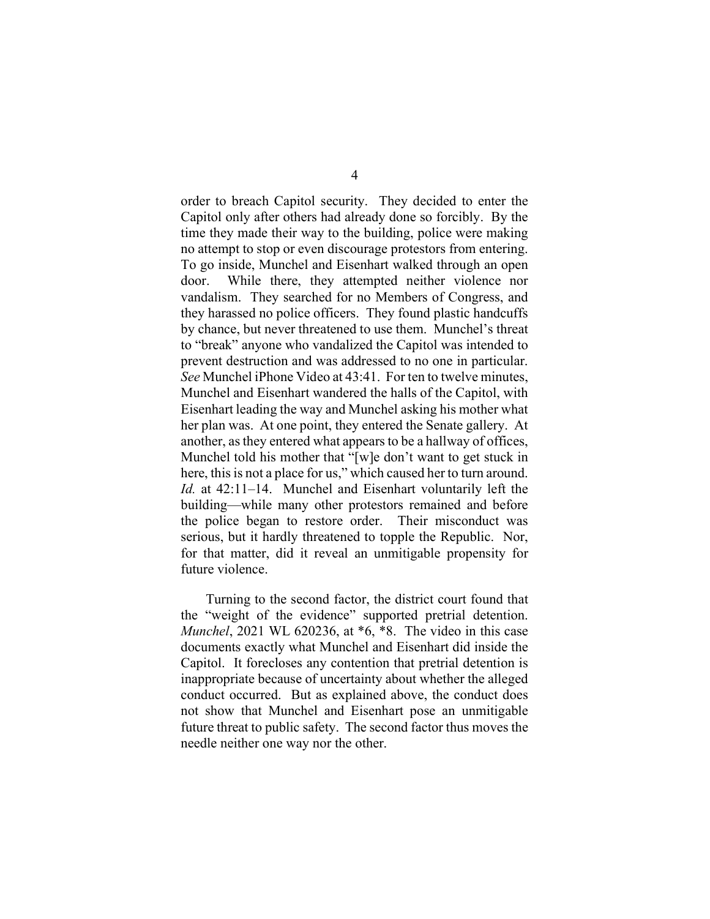order to breach Capitol security. They decided to enter the Capitol only after others had already done so forcibly. By the time they made their way to the building, police were making no attempt to stop or even discourage protestors from entering. To go inside, Munchel and Eisenhart walked through an open door. While there, they attempted neither violence nor vandalism. They searched for no Members of Congress, and they harassed no police officers. They found plastic handcuffs by chance, but never threatened to use them. Munchel's threat to "break" anyone who vandalized the Capitol was intended to prevent destruction and was addressed to no one in particular. *See* Munchel iPhone Video at 43:41. For ten to twelve minutes, Munchel and Eisenhart wandered the halls of the Capitol, with Eisenhart leading the way and Munchel asking his mother what her plan was. At one point, they entered the Senate gallery. At another, as they entered what appears to be a hallway of offices, Munchel told his mother that "[w]e don't want to get stuck in here, this is not a place for us," which caused her to turn around. *Id.* at 42:11–14. Munchel and Eisenhart voluntarily left the building—while many other protestors remained and before the police began to restore order. Their misconduct was serious, but it hardly threatened to topple the Republic. Nor, for that matter, did it reveal an unmitigable propensity for future violence.

Turning to the second factor, the district court found that the "weight of the evidence" supported pretrial detention. *Munchel*, 2021 WL 620236, at *6, *8. The video in this case documents exactly what Munchel and Eisenhart did inside the Capitol. It forecloses any contention that pretrial detention is inappropriate because of uncertainty about whether the alleged conduct occurred. But as explained above, the conduct does not show that Munchel and Eisenhart pose an unmitigable future threat to public safety. The second factor thus moves the needle neither one way nor the other.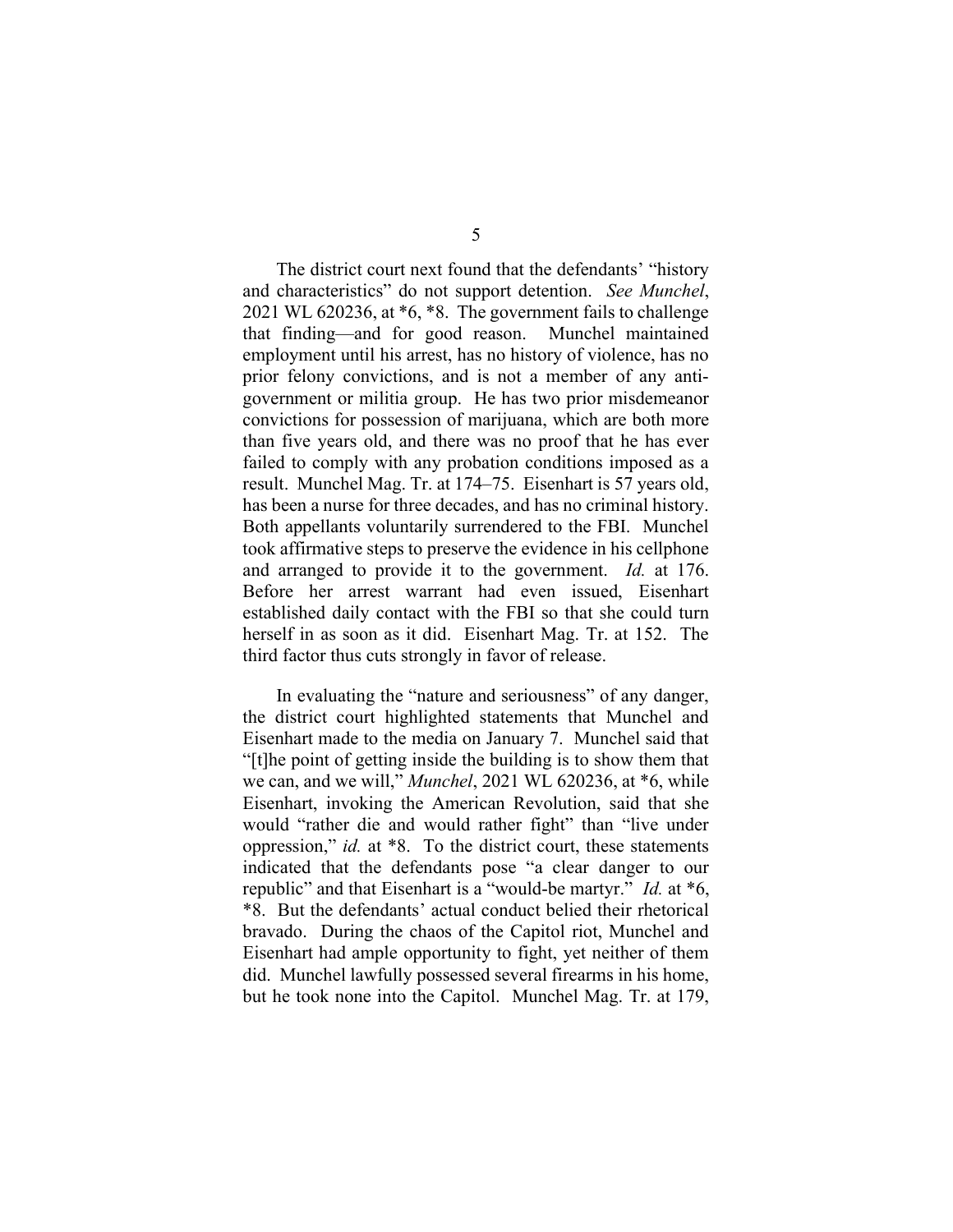The district court next found that the defendants' "history and characteristics" do not support detention. *See Munchel*, 2021 WL 620236, at *6, *8. The government fails to challenge that finding—and for good reason. Munchel maintained employment until his arrest, has no history of violence, has no prior felony convictions, and is not a member of any anti-government or militia group. He has two prior misdemeanor convictions for possession of marijuana, which are both more than five years old, and there was no proof that he has ever failed to comply with any probation conditions imposed as a result. Munchel Mag. Tr. at 174–75. Eisenhart is 57 years old, has been a nurse for three decades, and has no criminal history. Both appellants voluntarily surrendered to the FBI. Munchel took affirmative steps to preserve the evidence in his cellphone and arranged to provide it to the government. *Id.* at 176. Before her arrest warrant had even issued, Eisenhart established daily contact with the FBI so that she could turn herself in as soon as it did. Eisenhart Mag. Tr. at 152. The third factor thus cuts strongly in favor of release.

In evaluating the "nature and seriousness" of any danger, the district court highlighted statements that Munchel and Eisenhart made to the media on January 7. Munchel said that "[t]he point of getting inside the building is to show them that we can, and we will," *Munchel*, 2021 WL 620236, at *6, while Eisenhart, invoking the American Revolution, said that she would "rather die and would rather fight" than "live under oppression," *id.* at *8. To the district court, these statements indicated that the defendants pose "a clear danger to our republic" and that Eisenhart is a "would-be martyr." *Id.* at *6, *8. But the defendants' actual conduct belied their rhetorical bravado. During the chaos of the Capitol riot, Munchel and Eisenhart had ample opportunity to fight, yet neither of them did. Munchel lawfully possessed several firearms in his home, but he took none into the Capitol. Munchel Mag. Tr. at 179,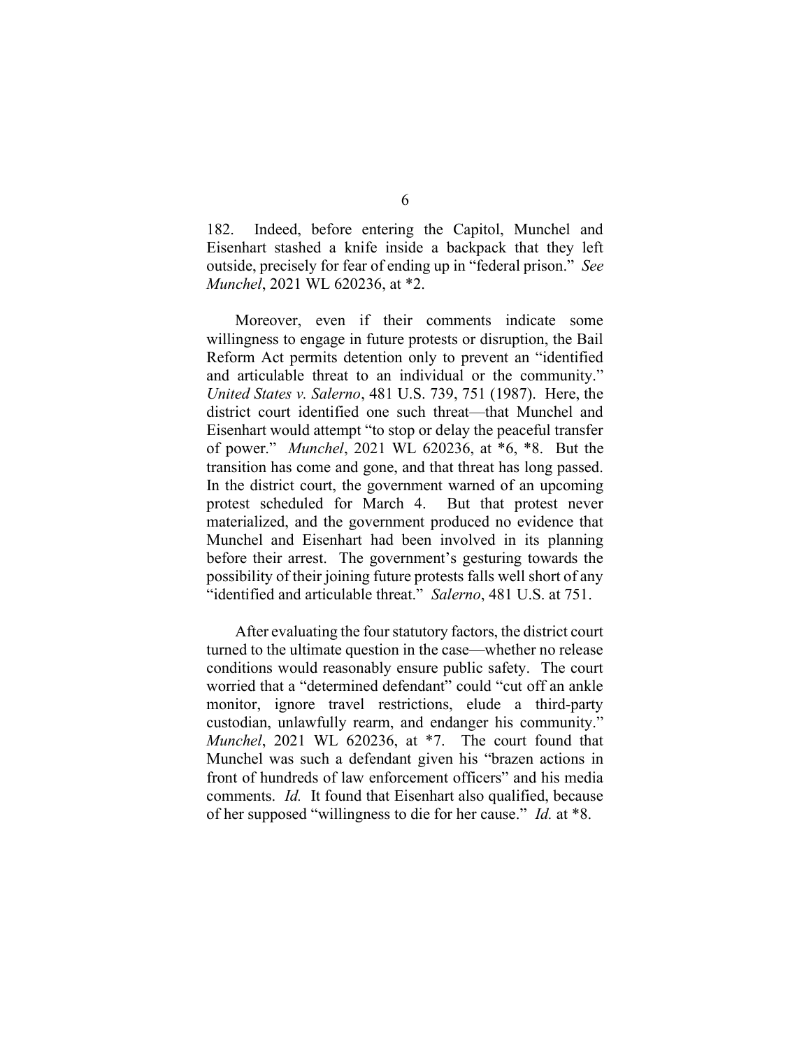182. Indeed, before entering the Capitol, Munchel and Eisenhart stashed a knife inside a backpack that they left outside, precisely for fear of ending up in "federal prison." *See Munchel*, 2021 WL 620236, at *2.

Moreover, even if their comments indicate some willingness to engage in future protests or disruption, the Bail Reform Act permits detention only to prevent an "identified and articulable threat to an individual or the community." *United States v. Salerno*, 481 U.S. 739, 751 (1987). Here, the district court identified one such threat—that Munchel and Eisenhart would attempt "to stop or delay the peaceful transfer of power." *Munchel*, 2021 WL 620236, at *6, *8. But the transition has come and gone, and that threat has long passed. In the district court, the government warned of an upcoming protest scheduled for March 4. But that protest never materialized, and the government produced no evidence that Munchel and Eisenhart had been involved in its planning before their arrest. The government's gesturing towards the possibility of their joining future protests falls well short of any "identified and articulable threat." *Salerno*, 481 U.S. at 751.

After evaluating the four statutory factors, the district court turned to the ultimate question in the case—whether no release conditions would reasonably ensure public safety. The court worried that a "determined defendant" could "cut off an ankle monitor, ignore travel restrictions, elude a third-party custodian, unlawfully rearm, and endanger his community." *Munchel*, 2021 WL 620236, at *7. The court found that Munchel was such a defendant given his "brazen actions in front of hundreds of law enforcement officers" and his media comments. *Id.* It found that Eisenhart also qualified, because of her supposed "willingness to die for her cause." *Id.* at *8.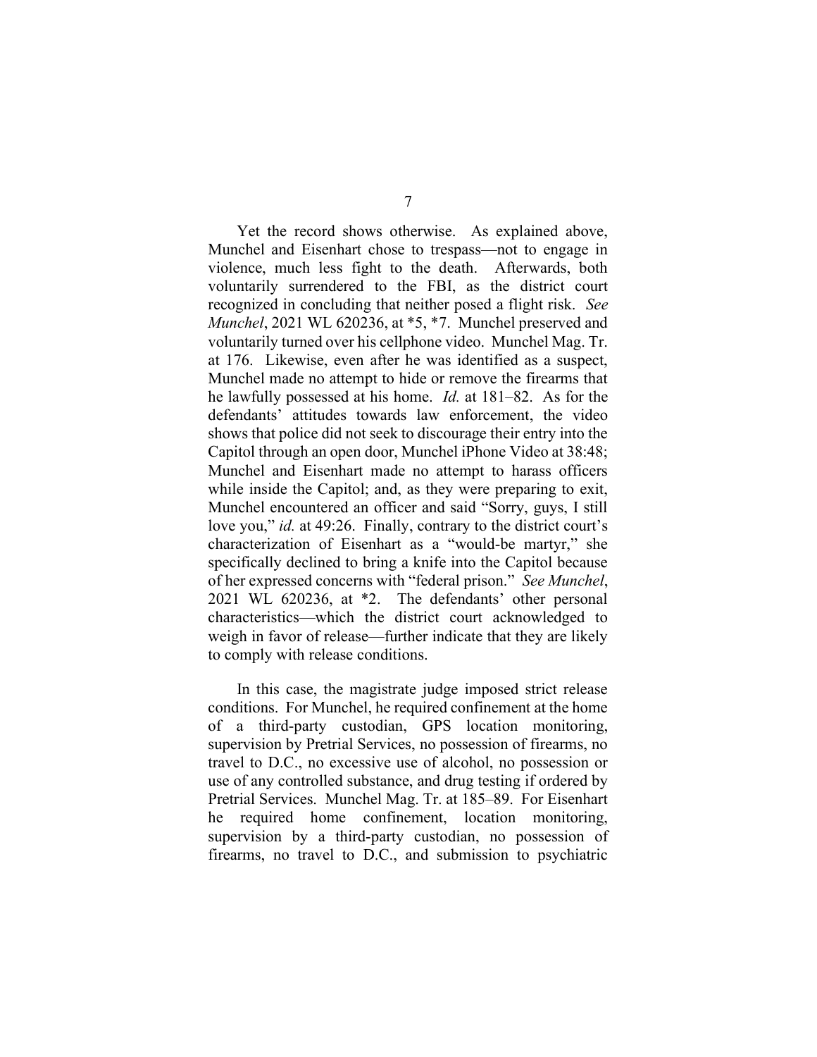Yet the record shows otherwise. As explained above, Munchel and Eisenhart chose to trespass—not to engage in violence, much less fight to the death. Afterwards, both voluntarily surrendered to the FBI, as the district court recognized in concluding that neither posed a flight risk. *See Munchel*, 2021 WL 620236, at *5, *7. Munchel preserved and voluntarily turned over his cellphone video. Munchel Mag. Tr. at 176. Likewise, even after he was identified as a suspect, Munchel made no attempt to hide or remove the firearms that he lawfully possessed at his home. *Id.* at 181–82. As for the defendants' attitudes towards law enforcement, the video shows that police did not seek to discourage their entry into the Capitol through an open door, Munchel iPhone Video at 38:48; Munchel and Eisenhart made no attempt to harass officers while inside the Capitol; and, as they were preparing to exit, Munchel encountered an officer and said "Sorry, guys, I still love you," *id.* at 49:26. Finally, contrary to the district court's characterization of Eisenhart as a "would-be martyr," she specifically declined to bring a knife into the Capitol because of her expressed concerns with "federal prison." *See Munchel*, 2021 WL 620236, at *2. The defendants' other personal characteristics—which the district court acknowledged to weigh in favor of release—further indicate that they are likely to comply with release conditions.

In this case, the magistrate judge imposed strict release conditions. For Munchel, he required confinement at the home of a third-party custodian, GPS location monitoring, supervision by Pretrial Services, no possession of firearms, no travel to D.C., no excessive use of alcohol, no possession or use of any controlled substance, and drug testing if ordered by Pretrial Services. Munchel Mag. Tr. at 185–89. For Eisenhart he required home confinement, location monitoring, supervision by a third-party custodian, no possession of firearms, no travel to D.C., and submission to psychiatric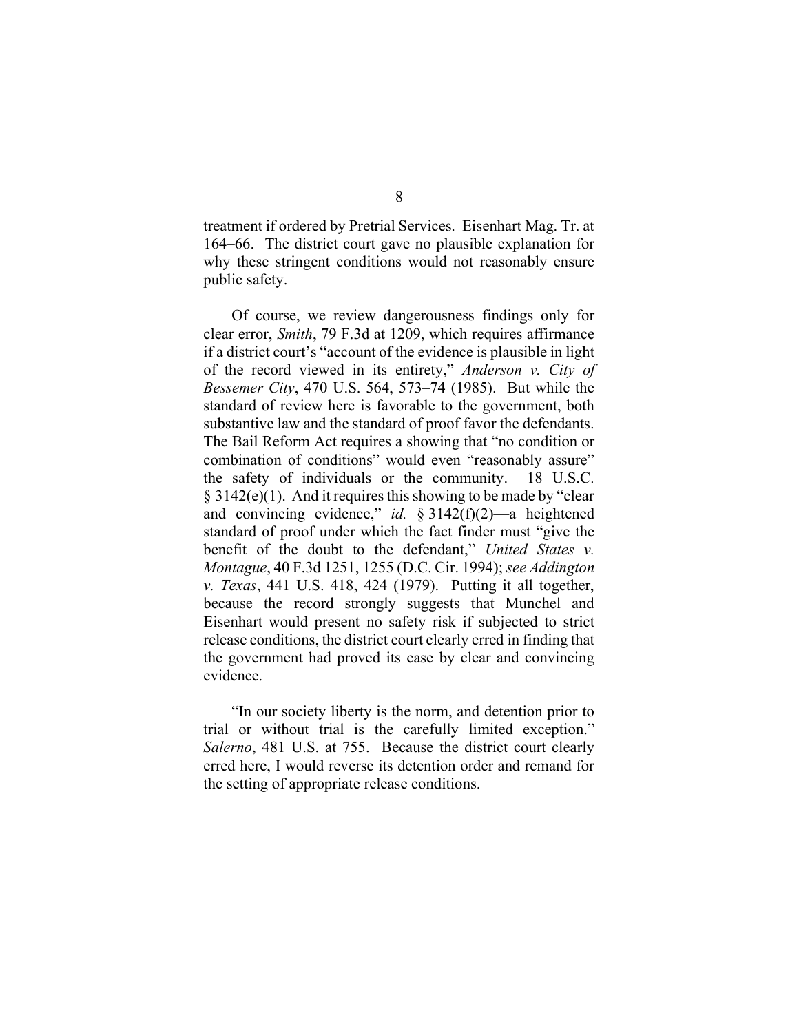treatment if ordered by Pretrial Services. Eisenhart Mag. Tr. at 164–66. The district court gave no plausible explanation for why these stringent conditions would not reasonably ensure public safety.

Of course, we review dangerousness findings only for clear error, *Smith*, 79 F.3d at 1209, which requires affirmance if a district court's "account of the evidence is plausible in light of the record viewed in its entirety," *Anderson v. City of Bessemer City*, 470 U.S. 564, 573–74 (1985). But while the standard of review here is favorable to the government, both substantive law and the standard of proof favor the defendants. The Bail Reform Act requires a showing that "no condition or combination of conditions" would even "reasonably assure" the safety of individuals or the community. 18 U.S.C. § 3142(e)(1). And it requires this showing to be made by "clear and convincing evidence," *id.* § 3142(f)(2)—a heightened standard of proof under which the fact finder must "give the benefit of the doubt to the defendant," *United States v. Montague*, 40 F.3d 1251, 1255 (D.C. Cir. 1994); *see Addington v. Texas*, 441 U.S. 418, 424 (1979). Putting it all together, because the record strongly suggests that Munchel and Eisenhart would present no safety risk if subjected to strict release conditions, the district court clearly erred in finding that the government had proved its case by clear and convincing evidence.

"In our society liberty is the norm, and detention prior to trial or without trial is the carefully limited exception." *Salerno*, 481 U.S. at 755. Because the district court clearly erred here, I would reverse its detention order and remand for the setting of appropriate release conditions.